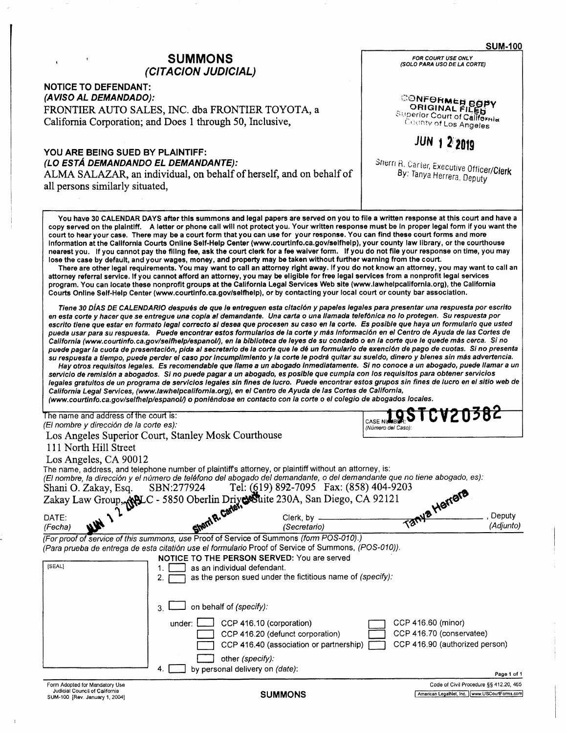SUM-100

# SUMMONS
## (CITACION JUDICIAL)

**NOTICE TO DEFENDANT:**
***(AVISO AL DEMANDADO):***
FRONTIER AUTO SALES, INC. dba FRONTIER TOYOTA, a California Corporation; and Does 1 through 50, Inclusive,

**YOU ARE BEING SUED BY PLAINTIFF:**
***(LO ESTÁ DEMANDANDO EL DEMANDANTE):***
ALMA SALAZAR, an individual, on behalf of herself, and on behalf of all persons similarly situated,

FOR COURT USE ONLY
(SOLO PARA USO DE LA CORTE)

CONFORMED COPY
ORIGINAL FILED
Superior Court of California
County of Los Angeles

JUN 12 2019

Sherri R. Carter, Executive Officer/Clerk
By: Tanya Herrera, Deputy

**You have 30 CALENDAR DAYS after this summons and legal papers are served on you to file a written response at this court and have a copy served on the plaintiff. A letter or phone call will not protect you. Your written response must be in proper legal form if you want the court to hear your case. There may be a court form that you can use for your response. You can find these court forms and more information at the California Courts Online Self-Help Center (www.courtinfo.ca.gov/selfhelp), your county law library, or the courthouse nearest you. If you cannot pay the filing fee, ask the court clerk for a fee waiver form. If you do not file your response on time, you may lose the case by default, and your wages, money, and property may be taken without further warning from the court.**

**There are other legal requirements. You may want to call an attorney right away. If you do not know an attorney, you may want to call an attorney referral service. If you cannot afford an attorney, you may be eligible for free legal services from a nonprofit legal services program. You can locate these nonprofit groups at the California Legal Services Web site (www.lawhelpcalifornia.org), the California Courts Online Self-Help Center (www.courtinfo.ca.gov/selfhelp), or by contacting your local court or county bar association.**

***Tiene 30 DÍAS DE CALENDARIO después de que le entreguen esta citación y papeles legales para presentar una respuesta por escrito en esta corte y hacer que se entregue una copia al demandante. Una carta o una llamada telefónica no lo protegen. Su respuesta por escrito tiene que estar en formato legal correcto si desea que procesen su caso en la corte. Es posible que haya un formulario que usted pueda usar para su respuesta. Puede encontrar estos formularios de la corte y más información en el Centro de Ayuda de las Cortes de California (www.courtinfo.ca.gov/selfhelp/espanol/), en la biblioteca de leyes de su condado o en la corte que le quede más cerca. Si no puede pagar la cuota de presentación, pida al secretario de la corte que le dé un formulario de exención de pago de cuotas. Si no presenta su respuesta a tiempo, puede perder el caso por incumplimiento y la corte le podrá quitar su sueldo, dinero y bienes sin más advertencia.***

***Hay otros requisitos legales. Es recomendable que llame a un abogado inmediatamente. Si no conoce a un abogado, puede llamar a un servicio de remisión a abogados. Si no puede pagar a un abogado, es posible que cumpla con los requisitos para obtener servicios legales gratuitos de un programa de servicios legales sin fines de lucro. Puede encontrar estos grupos sin fines de lucro en el sitio web de California Legal Services, (www.lawhelpcalifornia.org), en el Centro de Ayuda de las Cortes de California, (www.courtinfo.ca.gov/selfhelp/espanol/) o poniéndose en contacto con la corte o el colegio de abogados locales.***

The name and address of the court is:
*(El nombre y dirección de la corte es):*
Los Angeles Superior Court, Stanley Mosk Courthouse
111 North Hill Street
Los Angeles, CA 90012

CASE NUMBER: *(Número del Caso):* 19STCV20382

The name, address, and telephone number of plaintiff's attorney, or plaintiff without an attorney, is:
*(El nombre, la dirección y el número de teléfono del abogado del demandante, o del demandante que no tiene abogado, es):*
Shani O. Zakay, Esq. SBN:277924 Tel: (619) 892-7095 Fax: (858) 404-9203
Zakay Law Group, APLC - 5850 Oberlin Drive, Suite 230A, San Diego, CA 92121

DATE: *(Fecha)* JUN 12 2019 Sherri R. Carter, Clerk Clerk, by *(Secretario)* Tanya Herrera, Deputy *(Adjunto)*

*(For proof of service of this summons, use Proof of Service of Summons (form POS-010).)*
*(Para prueba de entrega de esta citatión use el formulario Proof of Service of Summons, (POS-010)).*

[SEAL]

**NOTICE TO THE PERSON SERVED:** You are served
1. ☐ as an individual defendant.
2. ☐ as the person sued under the fictitious name of *(specify)*:
3. ☐ on behalf of *(specify)*:
   under: ☐ CCP 416.10 (corporation) ☐ CCP 416.60 (minor)
   ☐ CCP 416.20 (defunct corporation) ☐ CCP 416.70 (conservatee)
   ☐ CCP 416.40 (association or partnership) ☐ CCP 416.90 (authorized person)
   ☐ other *(specify)*:
4. ☐ by personal delivery on *(date)*:

Form Adopted for Mandatory Use
Judicial Council of California
SUM-100 [Rev. January 1, 2004]

**SUMMONS**

Code of Civil Procedure §§ 412.20, 465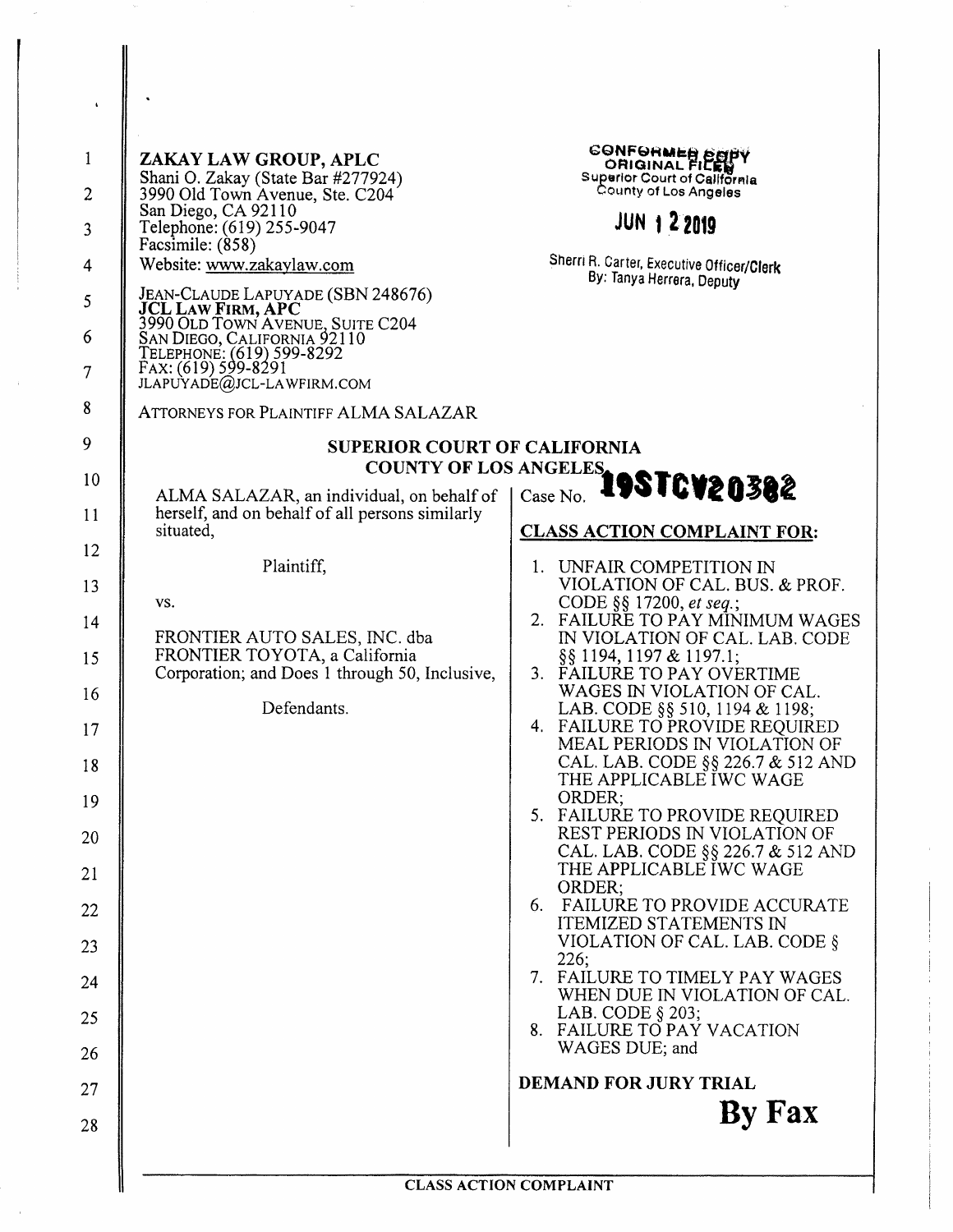ZAKAY LAW GROUP, APLC
Shani O. Zakay (State Bar #277924)
3990 Old Town Avenue, Ste. C204
San Diego, CA 92110
Telephone: (619) 255-9047
Facsimile: (858)
Website: www.zakaylaw.com

JEAN-CLAUDE LAPUYADE (SBN 248676)
**JCL LAW FIRM, APC**
3990 OLD TOWN AVENUE, SUITE C204
SAN DIEGO, CALIFORNIA 92110
TELEPHONE: (619) 599-8292
FAX: (619) 599-8291
JLAPUYADE@JCL-LAWFIRM.COM

ATTORNEYS FOR PLAINTIFF ALMA SALAZAR

CONFORMED COPY
ORIGINAL FILED
Superior Court of California
County of Los Angeles

JUN 12 2019

Sherri R. Carter, Executive Officer/Clerk
By: Tanya Herrera, Deputy

**SUPERIOR COURT OF CALIFORNIA**
**COUNTY OF LOS ANGELES**

ALMA SALAZAR, an individual, on behalf of herself, and on behalf of all persons similarly situated,

Plaintiff,

vs.

FRONTIER AUTO SALES, INC. dba FRONTIER TOYOTA, a California Corporation; and Does 1 through 50, Inclusive,

Defendants.

Case No. **19STCV20382**

**CLASS ACTION COMPLAINT FOR:**

1. UNFAIR COMPETITION IN VIOLATION OF CAL. BUS. & PROF. CODE §§ 17200, *et seq.*;
2. FAILURE TO PAY MINIMUM WAGES IN VIOLATION OF CAL. LAB. CODE §§ 1194, 1197 & 1197.1;
3. FAILURE TO PAY OVERTIME WAGES IN VIOLATION OF CAL. LAB. CODE §§ 510, 1194 & 1198;
4. FAILURE TO PROVIDE REQUIRED MEAL PERIODS IN VIOLATION OF CAL. LAB. CODE §§ 226.7 & 512 AND THE APPLICABLE IWC WAGE ORDER;
5. FAILURE TO PROVIDE REQUIRED REST PERIODS IN VIOLATION OF CAL. LAB. CODE §§ 226.7 & 512 AND THE APPLICABLE IWC WAGE ORDER;
6. FAILURE TO PROVIDE ACCURATE ITEMIZED STATEMENTS IN VIOLATION OF CAL. LAB. CODE § 226;
7. FAILURE TO TIMELY PAY WAGES WHEN DUE IN VIOLATION OF CAL. LAB. CODE § 203;
8. FAILURE TO PAY VACATION WAGES DUE; and

**DEMAND FOR JURY TRIAL**

**By Fax**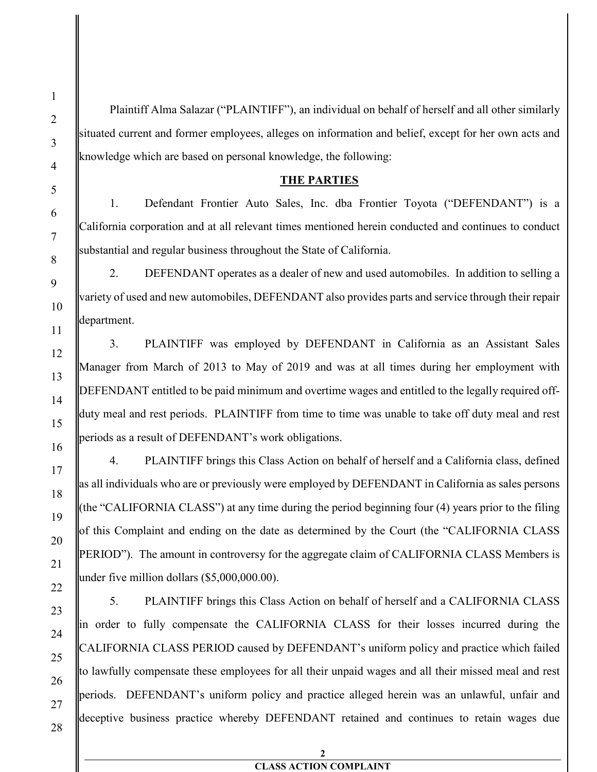Plaintiff Alma Salazar ("PLAINTIFF"), an individual on behalf of herself and all other similarly situated current and former employees, alleges on information and belief, except for her own acts and knowledge which are based on personal knowledge, the following:

## THE PARTIES

1. Defendant Frontier Auto Sales, Inc. dba Frontier Toyota ("DEFENDANT") is a California corporation and at all relevant times mentioned herein conducted and continues to conduct substantial and regular business throughout the State of California.

2. DEFENDANT operates as a dealer of new and used automobiles. In addition to selling a variety of used and new automobiles, DEFENDANT also provides parts and service through their repair department.

3. PLAINTIFF was employed by DEFENDANT in California as an Assistant Sales Manager from March of 2013 to May of 2019 and was at all times during her employment with DEFENDANT entitled to be paid minimum and overtime wages and entitled to the legally required off-duty meal and rest periods. PLAINTIFF from time to time was unable to take off duty meal and rest periods as a result of DEFENDANT's work obligations.

4. PLAINTIFF brings this Class Action on behalf of herself and a California class, defined as all individuals who are or previously were employed by DEFENDANT in California as sales persons (the "CALIFORNIA CLASS") at any time during the period beginning four (4) years prior to the filing of this Complaint and ending on the date as determined by the Court (the "CALIFORNIA CLASS PERIOD"). The amount in controversy for the aggregate claim of CALIFORNIA CLASS Members is under five million dollars ($5,000,000.00).

5. PLAINTIFF brings this Class Action on behalf of herself and a CALIFORNIA CLASS in order to fully compensate the CALIFORNIA CLASS for their losses incurred during the CALIFORNIA CLASS PERIOD caused by DEFENDANT's uniform policy and practice which failed to lawfully compensate these employees for all their unpaid wages and all their missed meal and rest periods. DEFENDANT's uniform policy and practice alleged herein was an unlawful, unfair and deceptive business practice whereby DEFENDANT retained and continues to retain wages due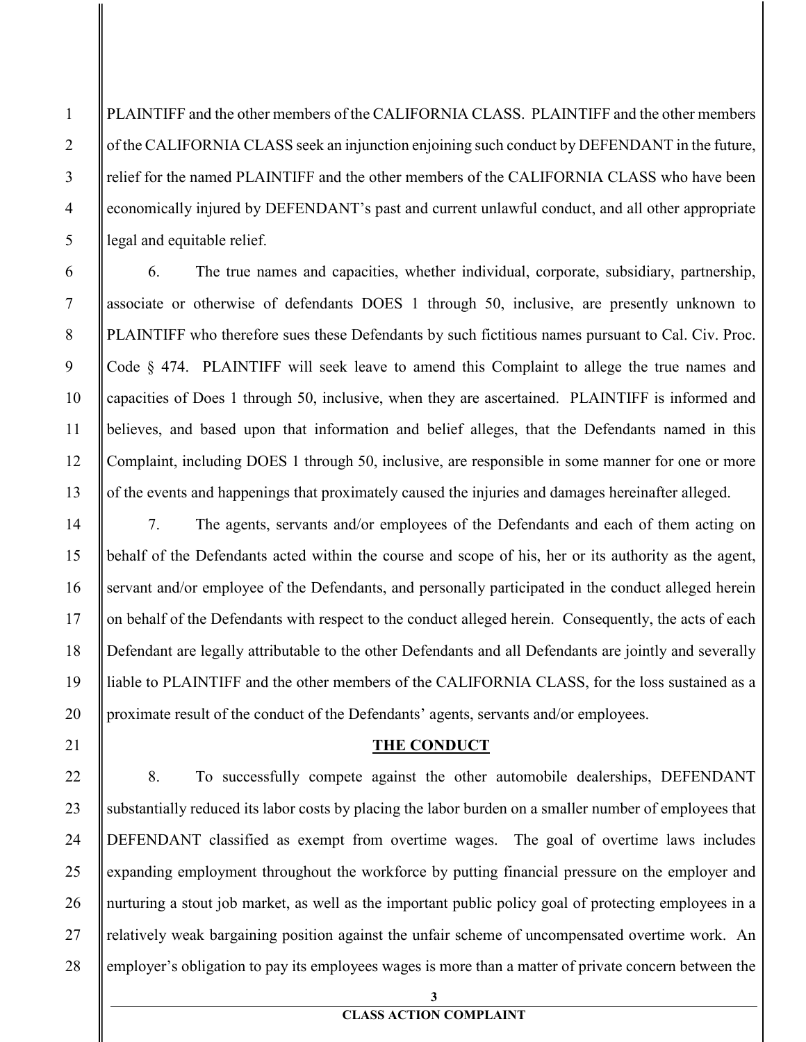PLAINTIFF and the other members of the CALIFORNIA CLASS. PLAINTIFF and the other members of the CALIFORNIA CLASS seek an injunction enjoining such conduct by DEFENDANT in the future, relief for the named PLAINTIFF and the other members of the CALIFORNIA CLASS who have been economically injured by DEFENDANT's past and current unlawful conduct, and all other appropriate legal and equitable relief.

6. The true names and capacities, whether individual, corporate, subsidiary, partnership, associate or otherwise of defendants DOES 1 through 50, inclusive, are presently unknown to PLAINTIFF who therefore sues these Defendants by such fictitious names pursuant to Cal. Civ. Proc. Code § 474. PLAINTIFF will seek leave to amend this Complaint to allege the true names and capacities of Does 1 through 50, inclusive, when they are ascertained. PLAINTIFF is informed and believes, and based upon that information and belief alleges, that the Defendants named in this Complaint, including DOES 1 through 50, inclusive, are responsible in some manner for one or more of the events and happenings that proximately caused the injuries and damages hereinafter alleged.

7. The agents, servants and/or employees of the Defendants and each of them acting on behalf of the Defendants acted within the course and scope of his, her or its authority as the agent, servant and/or employee of the Defendants, and personally participated in the conduct alleged herein on behalf of the Defendants with respect to the conduct alleged herein. Consequently, the acts of each Defendant are legally attributable to the other Defendants and all Defendants are jointly and severally liable to PLAINTIFF and the other members of the CALIFORNIA CLASS, for the loss sustained as a proximate result of the conduct of the Defendants' agents, servants and/or employees.

## THE CONDUCT

8. To successfully compete against the other automobile dealerships, DEFENDANT substantially reduced its labor costs by placing the labor burden on a smaller number of employees that DEFENDANT classified as exempt from overtime wages. The goal of overtime laws includes expanding employment throughout the workforce by putting financial pressure on the employer and nurturing a stout job market, as well as the important public policy goal of protecting employees in a relatively weak bargaining position against the unfair scheme of uncompensated overtime work. An employer's obligation to pay its employees wages is more than a matter of private concern between the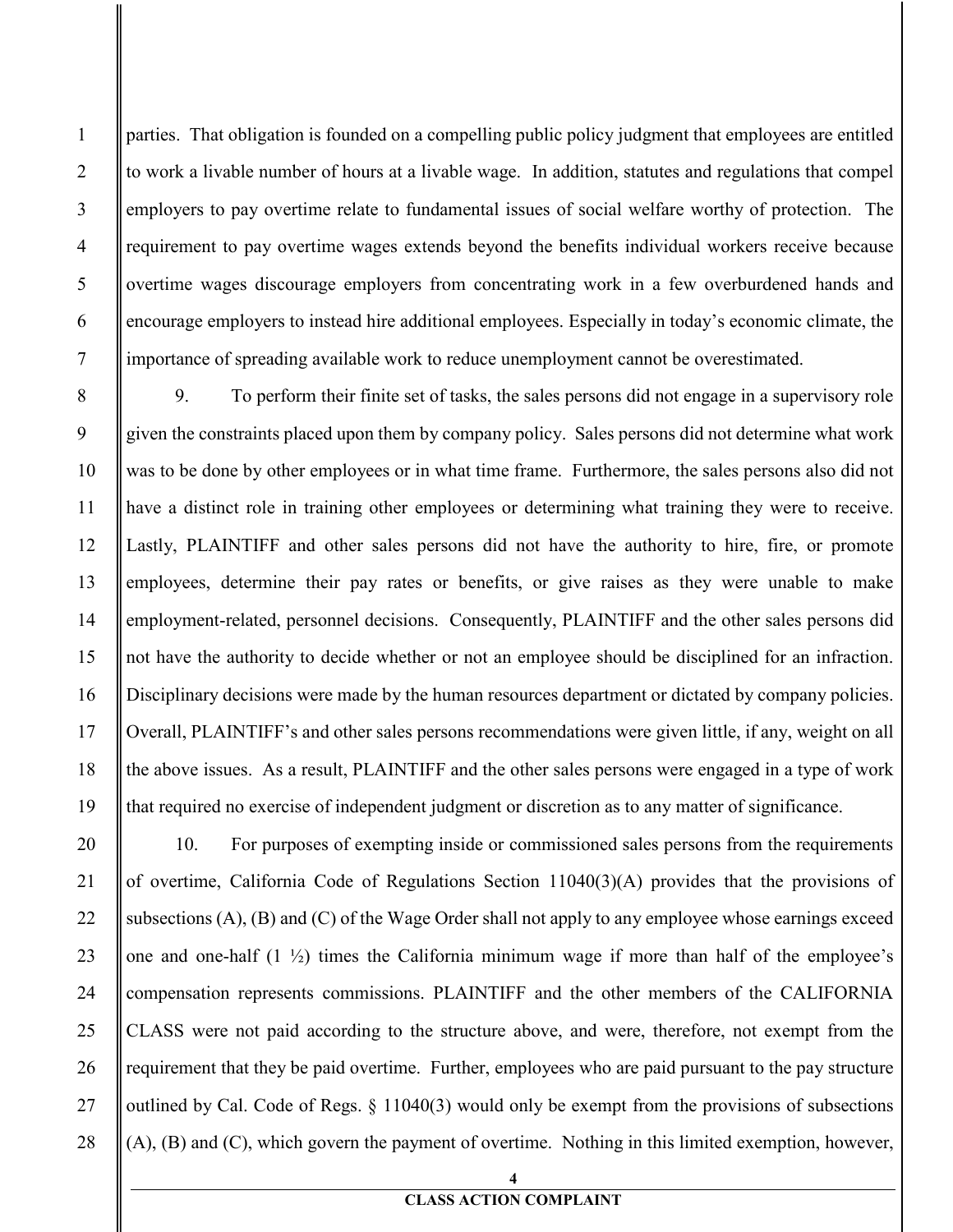parties. That obligation is founded on a compelling public policy judgment that employees are entitled to work a livable number of hours at a livable wage. In addition, statutes and regulations that compel employers to pay overtime relate to fundamental issues of social welfare worthy of protection. The requirement to pay overtime wages extends beyond the benefits individual workers receive because overtime wages discourage employers from concentrating work in a few overburdened hands and encourage employers to instead hire additional employees. Especially in today's economic climate, the importance of spreading available work to reduce unemployment cannot be overestimated.

9. To perform their finite set of tasks, the sales persons did not engage in a supervisory role given the constraints placed upon them by company policy. Sales persons did not determine what work was to be done by other employees or in what time frame. Furthermore, the sales persons also did not have a distinct role in training other employees or determining what training they were to receive. Lastly, PLAINTIFF and other sales persons did not have the authority to hire, fire, or promote employees, determine their pay rates or benefits, or give raises as they were unable to make employment-related, personnel decisions. Consequently, PLAINTIFF and the other sales persons did not have the authority to decide whether or not an employee should be disciplined for an infraction. Disciplinary decisions were made by the human resources department or dictated by company policies. Overall, PLAINTIFF's and other sales persons recommendations were given little, if any, weight on all the above issues. As a result, PLAINTIFF and the other sales persons were engaged in a type of work that required no exercise of independent judgment or discretion as to any matter of significance.

10. For purposes of exempting inside or commissioned sales persons from the requirements of overtime, California Code of Regulations Section 11040(3)(A) provides that the provisions of subsections (A), (B) and (C) of the Wage Order shall not apply to any employee whose earnings exceed one and one-half (1 ½) times the California minimum wage if more than half of the employee's compensation represents commissions. PLAINTIFF and the other members of the CALIFORNIA CLASS were not paid according to the structure above, and were, therefore, not exempt from the requirement that they be paid overtime. Further, employees who are paid pursuant to the pay structure outlined by Cal. Code of Regs. § 11040(3) would only be exempt from the provisions of subsections (A), (B) and (C), which govern the payment of overtime. Nothing in this limited exemption, however,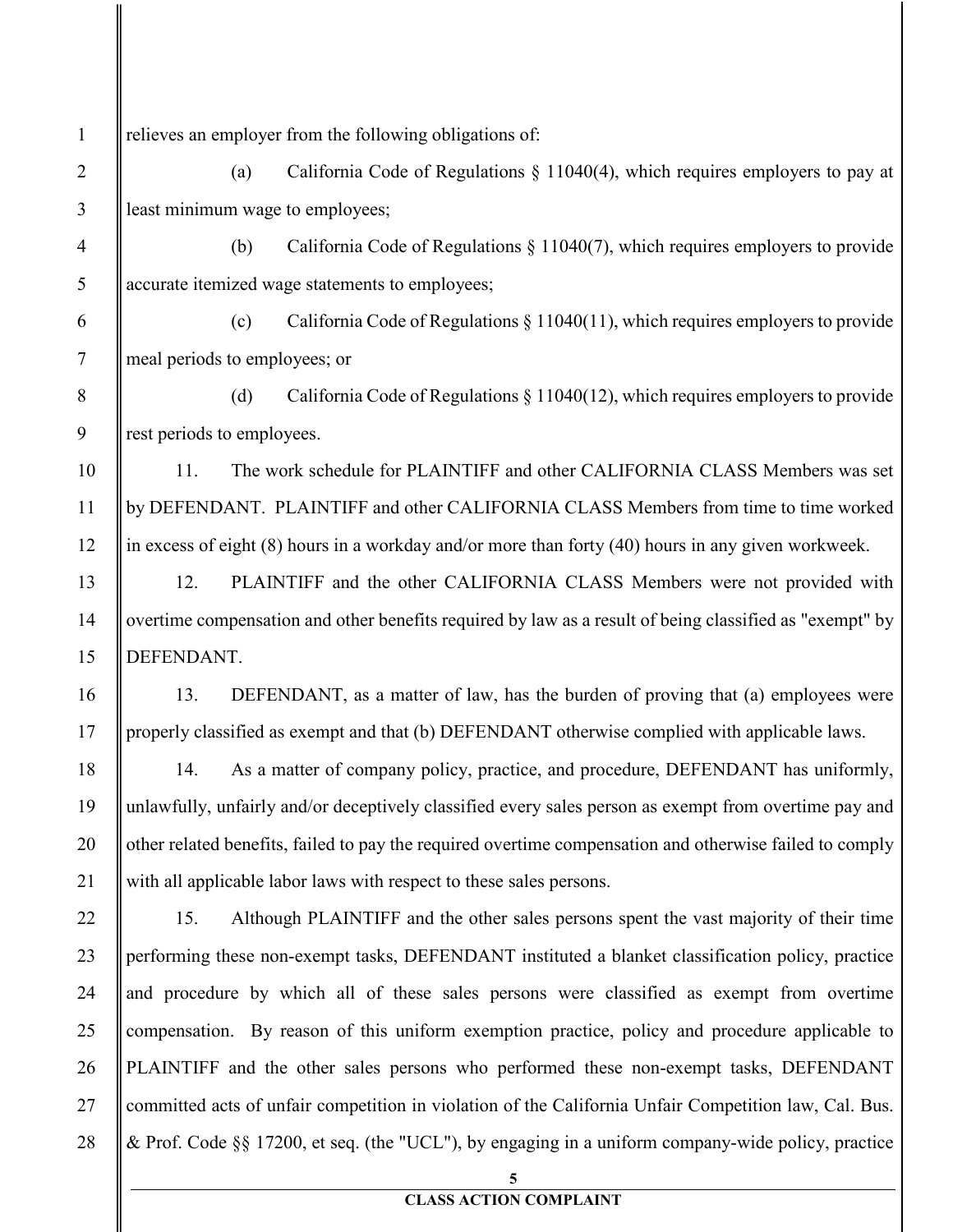relieves an employer from the following obligations of:

(a) California Code of Regulations § 11040(4), which requires employers to pay at least minimum wage to employees;

(b) California Code of Regulations § 11040(7), which requires employers to provide accurate itemized wage statements to employees;

(c) California Code of Regulations § 11040(11), which requires employers to provide meal periods to employees; or

(d) California Code of Regulations § 11040(12), which requires employers to provide rest periods to employees.

11. The work schedule for PLAINTIFF and other CALIFORNIA CLASS Members was set by DEFENDANT. PLAINTIFF and other CALIFORNIA CLASS Members from time to time worked in excess of eight (8) hours in a workday and/or more than forty (40) hours in any given workweek.

12. PLAINTIFF and the other CALIFORNIA CLASS Members were not provided with overtime compensation and other benefits required by law as a result of being classified as "exempt" by DEFENDANT.

13. DEFENDANT, as a matter of law, has the burden of proving that (a) employees were properly classified as exempt and that (b) DEFENDANT otherwise complied with applicable laws.

14. As a matter of company policy, practice, and procedure, DEFENDANT has uniformly, unlawfully, unfairly and/or deceptively classified every sales person as exempt from overtime pay and other related benefits, failed to pay the required overtime compensation and otherwise failed to comply with all applicable labor laws with respect to these sales persons.

15. Although PLAINTIFF and the other sales persons spent the vast majority of their time performing these non-exempt tasks, DEFENDANT instituted a blanket classification policy, practice and procedure by which all of these sales persons were classified as exempt from overtime compensation. By reason of this uniform exemption practice, policy and procedure applicable to PLAINTIFF and the other sales persons who performed these non-exempt tasks, DEFENDANT committed acts of unfair competition in violation of the California Unfair Competition law, Cal. Bus. & Prof. Code §§ 17200, et seq. (the "UCL"), by engaging in a uniform company-wide policy, practice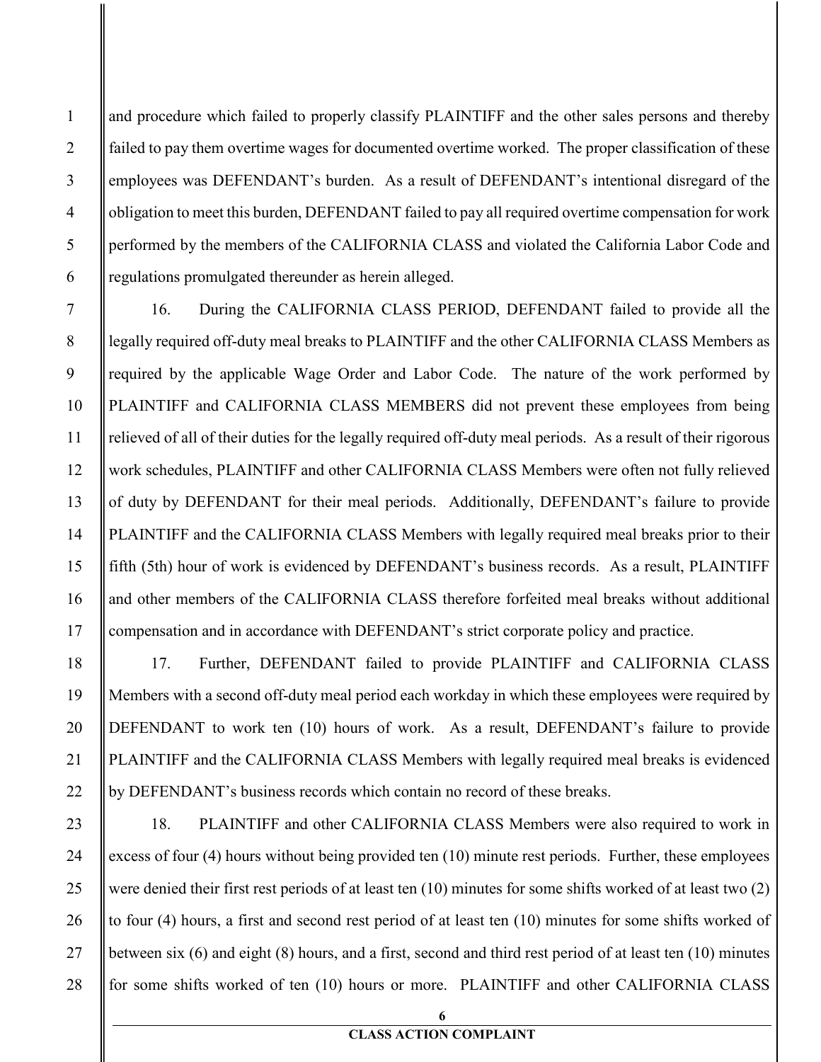and procedure which failed to properly classify PLAINTIFF and the other sales persons and thereby failed to pay them overtime wages for documented overtime worked. The proper classification of these employees was DEFENDANT's burden. As a result of DEFENDANT's intentional disregard of the obligation to meet this burden, DEFENDANT failed to pay all required overtime compensation for work performed by the members of the CALIFORNIA CLASS and violated the California Labor Code and regulations promulgated thereunder as herein alleged.

16. During the CALIFORNIA CLASS PERIOD, DEFENDANT failed to provide all the legally required off-duty meal breaks to PLAINTIFF and the other CALIFORNIA CLASS Members as required by the applicable Wage Order and Labor Code. The nature of the work performed by PLAINTIFF and CALIFORNIA CLASS MEMBERS did not prevent these employees from being relieved of all of their duties for the legally required off-duty meal periods. As a result of their rigorous work schedules, PLAINTIFF and other CALIFORNIA CLASS Members were often not fully relieved of duty by DEFENDANT for their meal periods. Additionally, DEFENDANT's failure to provide PLAINTIFF and the CALIFORNIA CLASS Members with legally required meal breaks prior to their fifth (5th) hour of work is evidenced by DEFENDANT's business records. As a result, PLAINTIFF and other members of the CALIFORNIA CLASS therefore forfeited meal breaks without additional compensation and in accordance with DEFENDANT's strict corporate policy and practice.

17. Further, DEFENDANT failed to provide PLAINTIFF and CALIFORNIA CLASS Members with a second off-duty meal period each workday in which these employees were required by DEFENDANT to work ten (10) hours of work. As a result, DEFENDANT's failure to provide PLAINTIFF and the CALIFORNIA CLASS Members with legally required meal breaks is evidenced by DEFENDANT's business records which contain no record of these breaks.

18. PLAINTIFF and other CALIFORNIA CLASS Members were also required to work in excess of four (4) hours without being provided ten (10) minute rest periods. Further, these employees were denied their first rest periods of at least ten (10) minutes for some shifts worked of at least two (2) to four (4) hours, a first and second rest period of at least ten (10) minutes for some shifts worked of between six (6) and eight (8) hours, and a first, second and third rest period of at least ten (10) minutes for some shifts worked of ten (10) hours or more. PLAINTIFF and other CALIFORNIA CLASS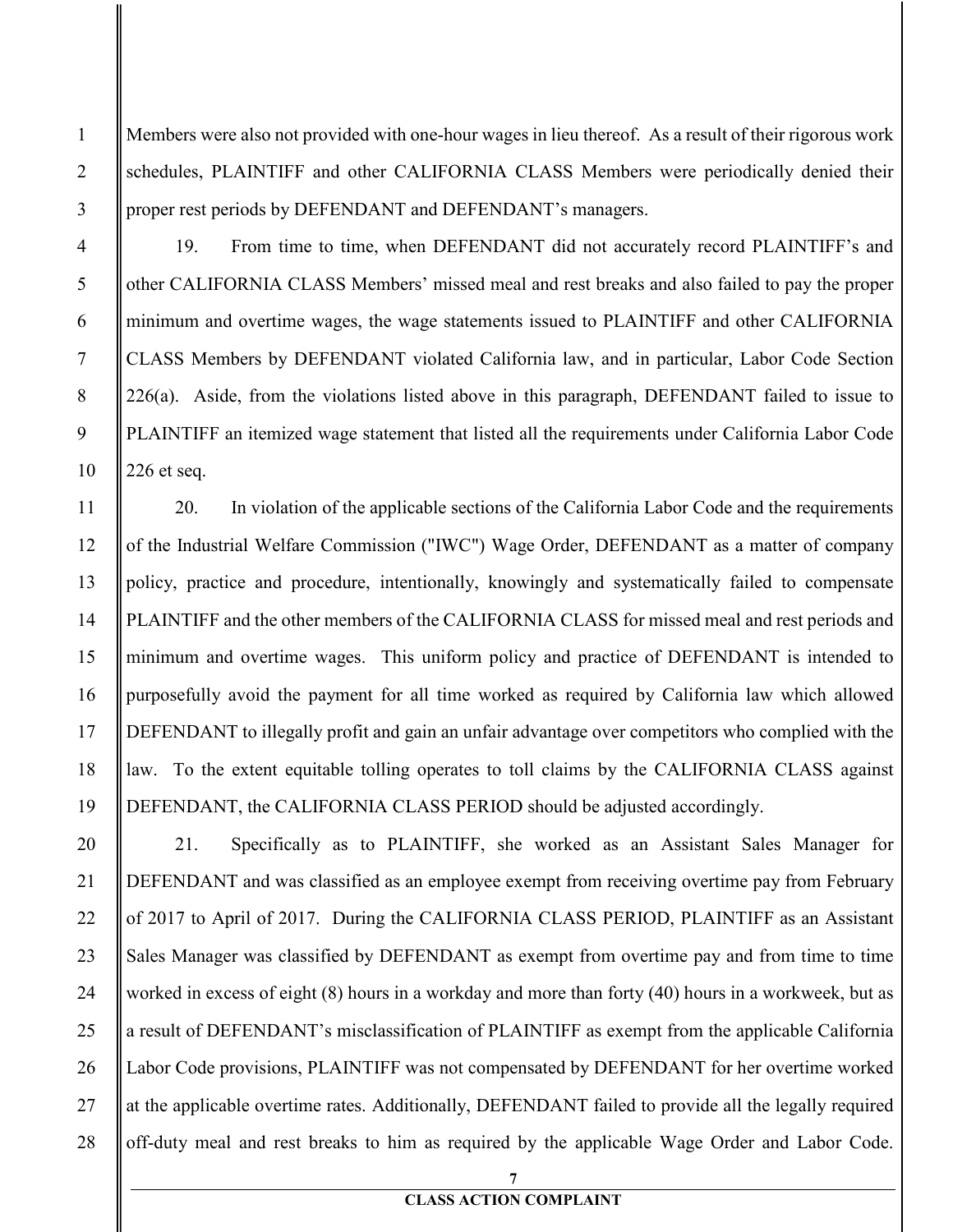Members were also not provided with one-hour wages in lieu thereof. As a result of their rigorous work schedules, PLAINTIFF and other CALIFORNIA CLASS Members were periodically denied their proper rest periods by DEFENDANT and DEFENDANT's managers.

19. From time to time, when DEFENDANT did not accurately record PLAINTIFF's and other CALIFORNIA CLASS Members' missed meal and rest breaks and also failed to pay the proper minimum and overtime wages, the wage statements issued to PLAINTIFF and other CALIFORNIA CLASS Members by DEFENDANT violated California law, and in particular, Labor Code Section 226(a). Aside, from the violations listed above in this paragraph, DEFENDANT failed to issue to PLAINTIFF an itemized wage statement that listed all the requirements under California Labor Code 226 et seq.

20. In violation of the applicable sections of the California Labor Code and the requirements of the Industrial Welfare Commission ("IWC") Wage Order, DEFENDANT as a matter of company policy, practice and procedure, intentionally, knowingly and systematically failed to compensate PLAINTIFF and the other members of the CALIFORNIA CLASS for missed meal and rest periods and minimum and overtime wages. This uniform policy and practice of DEFENDANT is intended to purposefully avoid the payment for all time worked as required by California law which allowed DEFENDANT to illegally profit and gain an unfair advantage over competitors who complied with the law. To the extent equitable tolling operates to toll claims by the CALIFORNIA CLASS against DEFENDANT, the CALIFORNIA CLASS PERIOD should be adjusted accordingly.

21. Specifically as to PLAINTIFF, she worked as an Assistant Sales Manager for DEFENDANT and was classified as an employee exempt from receiving overtime pay from February of 2017 to April of 2017. During the CALIFORNIA CLASS PERIOD, PLAINTIFF as an Assistant Sales Manager was classified by DEFENDANT as exempt from overtime pay and from time to time worked in excess of eight (8) hours in a workday and more than forty (40) hours in a workweek, but as a result of DEFENDANT's misclassification of PLAINTIFF as exempt from the applicable California Labor Code provisions, PLAINTIFF was not compensated by DEFENDANT for her overtime worked at the applicable overtime rates. Additionally, DEFENDANT failed to provide all the legally required off-duty meal and rest breaks to him as required by the applicable Wage Order and Labor Code.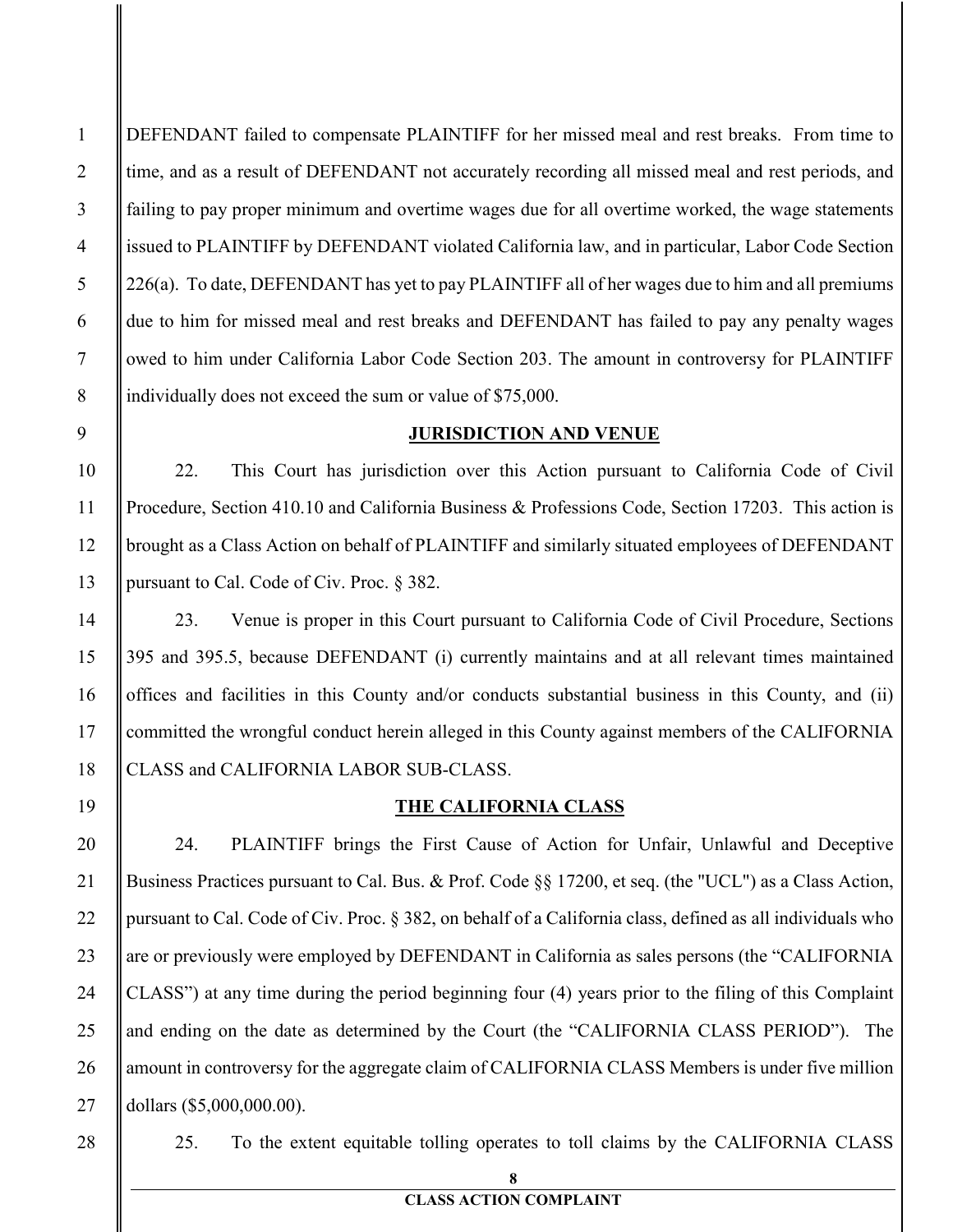DEFENDANT failed to compensate PLAINTIFF for her missed meal and rest breaks. From time to time, and as a result of DEFENDANT not accurately recording all missed meal and rest periods, and failing to pay proper minimum and overtime wages due for all overtime worked, the wage statements issued to PLAINTIFF by DEFENDANT violated California law, and in particular, Labor Code Section 226(a). To date, DEFENDANT has yet to pay PLAINTIFF all of her wages due to him and all premiums due to him for missed meal and rest breaks and DEFENDANT has failed to pay any penalty wages owed to him under California Labor Code Section 203. The amount in controversy for PLAINTIFF individually does not exceed the sum or value of $75,000.

## JURISDICTION AND VENUE

22. This Court has jurisdiction over this Action pursuant to California Code of Civil Procedure, Section 410.10 and California Business & Professions Code, Section 17203. This action is brought as a Class Action on behalf of PLAINTIFF and similarly situated employees of DEFENDANT pursuant to Cal. Code of Civ. Proc. § 382.

23. Venue is proper in this Court pursuant to California Code of Civil Procedure, Sections 395 and 395.5, because DEFENDANT (i) currently maintains and at all relevant times maintained offices and facilities in this County and/or conducts substantial business in this County, and (ii) committed the wrongful conduct herein alleged in this County against members of the CALIFORNIA CLASS and CALIFORNIA LABOR SUB-CLASS.

## THE CALIFORNIA CLASS

24. PLAINTIFF brings the First Cause of Action for Unfair, Unlawful and Deceptive Business Practices pursuant to Cal. Bus. & Prof. Code §§ 17200, et seq. (the "UCL") as a Class Action, pursuant to Cal. Code of Civ. Proc. § 382, on behalf of a California class, defined as all individuals who are or previously were employed by DEFENDANT in California as sales persons (the "CALIFORNIA CLASS") at any time during the period beginning four (4) years prior to the filing of this Complaint and ending on the date as determined by the Court (the "CALIFORNIA CLASS PERIOD"). The amount in controversy for the aggregate claim of CALIFORNIA CLASS Members is under five million dollars ($5,000,000.00).

25. To the extent equitable tolling operates to toll claims by the CALIFORNIA CLASS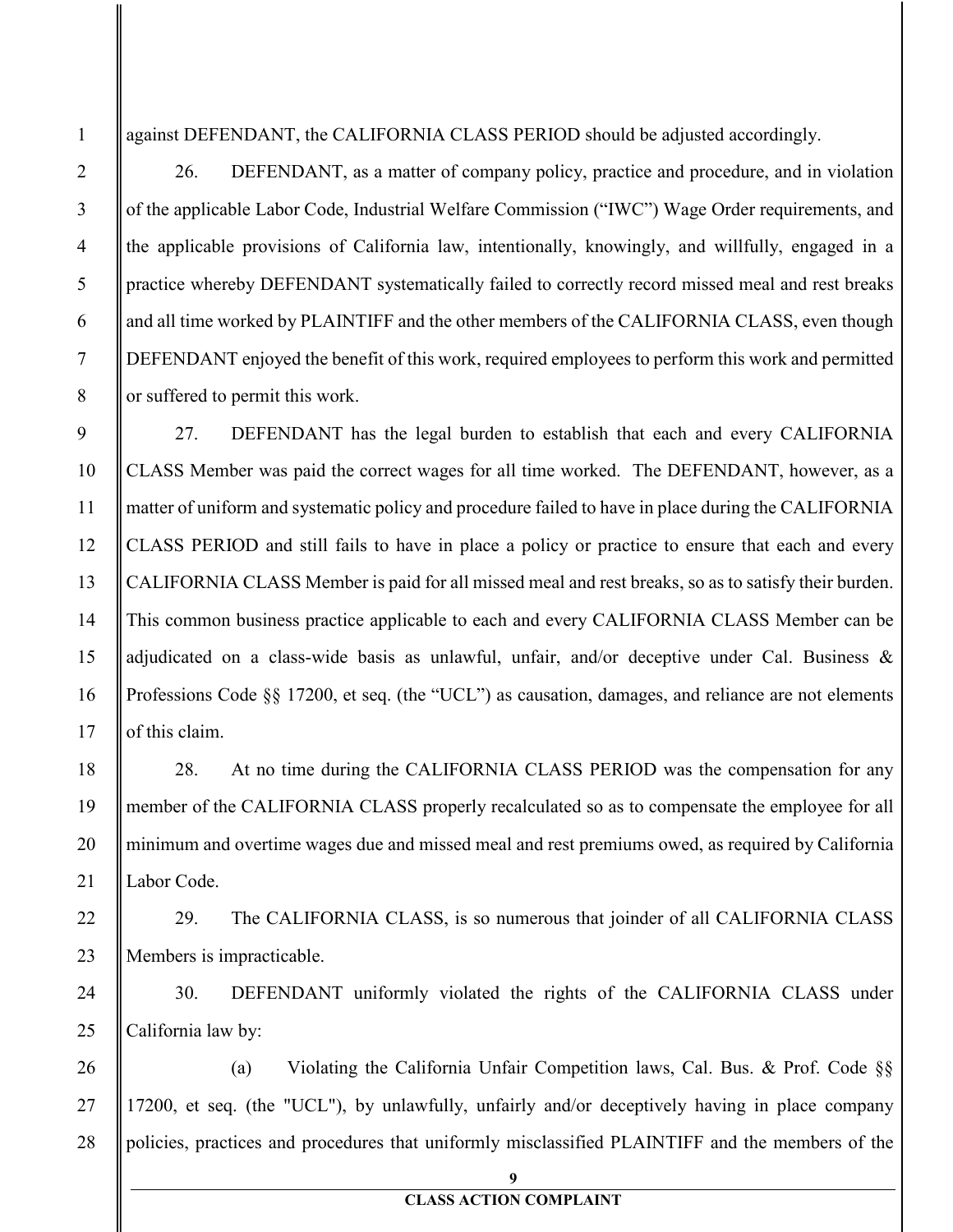against DEFENDANT, the CALIFORNIA CLASS PERIOD should be adjusted accordingly.

26. DEFENDANT, as a matter of company policy, practice and procedure, and in violation of the applicable Labor Code, Industrial Welfare Commission ("IWC") Wage Order requirements, and the applicable provisions of California law, intentionally, knowingly, and willfully, engaged in a practice whereby DEFENDANT systematically failed to correctly record missed meal and rest breaks and all time worked by PLAINTIFF and the other members of the CALIFORNIA CLASS, even though DEFENDANT enjoyed the benefit of this work, required employees to perform this work and permitted or suffered to permit this work.

27. DEFENDANT has the legal burden to establish that each and every CALIFORNIA CLASS Member was paid the correct wages for all time worked. The DEFENDANT, however, as a matter of uniform and systematic policy and procedure failed to have in place during the CALIFORNIA CLASS PERIOD and still fails to have in place a policy or practice to ensure that each and every CALIFORNIA CLASS Member is paid for all missed meal and rest breaks, so as to satisfy their burden. This common business practice applicable to each and every CALIFORNIA CLASS Member can be adjudicated on a class-wide basis as unlawful, unfair, and/or deceptive under Cal. Business & Professions Code §§ 17200, et seq. (the "UCL") as causation, damages, and reliance are not elements of this claim.

28. At no time during the CALIFORNIA CLASS PERIOD was the compensation for any member of the CALIFORNIA CLASS properly recalculated so as to compensate the employee for all minimum and overtime wages due and missed meal and rest premiums owed, as required by California Labor Code.

29. The CALIFORNIA CLASS, is so numerous that joinder of all CALIFORNIA CLASS Members is impracticable.

30. DEFENDANT uniformly violated the rights of the CALIFORNIA CLASS under California law by:

(a) Violating the California Unfair Competition laws, Cal. Bus. & Prof. Code §§ 17200, et seq. (the "UCL"), by unlawfully, unfairly and/or deceptively having in place company policies, practices and procedures that uniformly misclassified PLAINTIFF and the members of the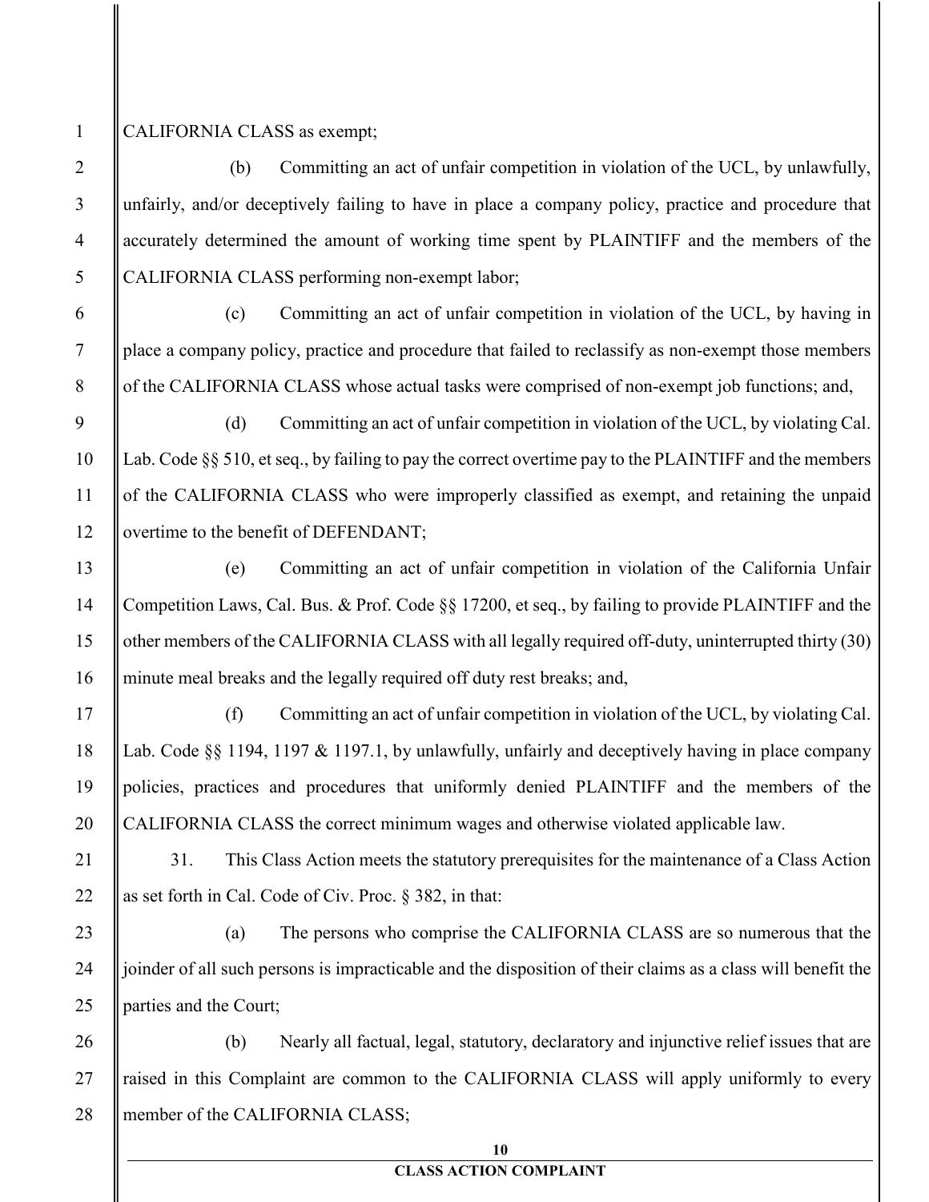CALIFORNIA CLASS as exempt;

(b) Committing an act of unfair competition in violation of the UCL, by unlawfully, unfairly, and/or deceptively failing to have in place a company policy, practice and procedure that accurately determined the amount of working time spent by PLAINTIFF and the members of the CALIFORNIA CLASS performing non-exempt labor;

(c) Committing an act of unfair competition in violation of the UCL, by having in place a company policy, practice and procedure that failed to reclassify as non-exempt those members of the CALIFORNIA CLASS whose actual tasks were comprised of non-exempt job functions; and,

(d) Committing an act of unfair competition in violation of the UCL, by violating Cal. Lab. Code §§ 510, et seq., by failing to pay the correct overtime pay to the PLAINTIFF and the members of the CALIFORNIA CLASS who were improperly classified as exempt, and retaining the unpaid overtime to the benefit of DEFENDANT;

(e) Committing an act of unfair competition in violation of the California Unfair Competition Laws, Cal. Bus. & Prof. Code §§ 17200, et seq., by failing to provide PLAINTIFF and the other members of the CALIFORNIA CLASS with all legally required off-duty, uninterrupted thirty (30) minute meal breaks and the legally required off duty rest breaks; and,

(f) Committing an act of unfair competition in violation of the UCL, by violating Cal. Lab. Code §§ 1194, 1197 & 1197.1, by unlawfully, unfairly and deceptively having in place company policies, practices and procedures that uniformly denied PLAINTIFF and the members of the CALIFORNIA CLASS the correct minimum wages and otherwise violated applicable law.

31. This Class Action meets the statutory prerequisites for the maintenance of a Class Action as set forth in Cal. Code of Civ. Proc. § 382, in that:

(a) The persons who comprise the CALIFORNIA CLASS are so numerous that the joinder of all such persons is impracticable and the disposition of their claims as a class will benefit the parties and the Court;

(b) Nearly all factual, legal, statutory, declaratory and injunctive relief issues that are raised in this Complaint are common to the CALIFORNIA CLASS will apply uniformly to every member of the CALIFORNIA CLASS;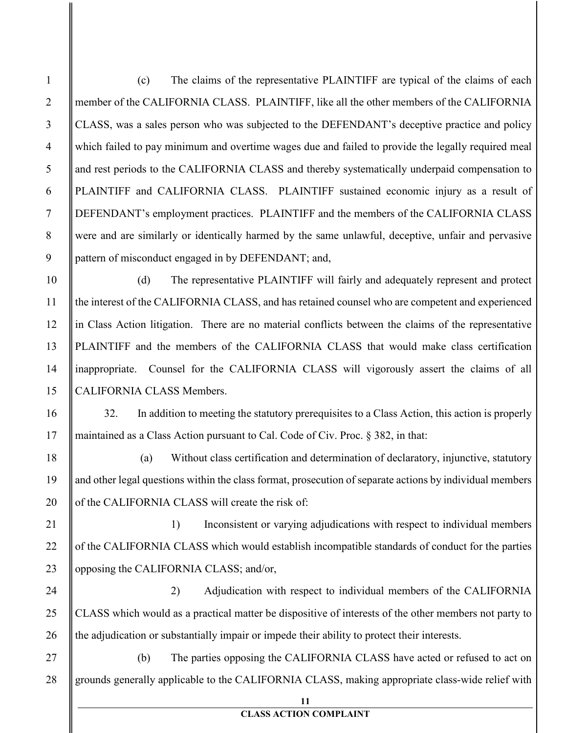(c) The claims of the representative PLAINTIFF are typical of the claims of each member of the CALIFORNIA CLASS. PLAINTIFF, like all the other members of the CALIFORNIA CLASS, was a sales person who was subjected to the DEFENDANT's deceptive practice and policy which failed to pay minimum and overtime wages due and failed to provide the legally required meal and rest periods to the CALIFORNIA CLASS and thereby systematically underpaid compensation to PLAINTIFF and CALIFORNIA CLASS. PLAINTIFF sustained economic injury as a result of DEFENDANT's employment practices. PLAINTIFF and the members of the CALIFORNIA CLASS were and are similarly or identically harmed by the same unlawful, deceptive, unfair and pervasive pattern of misconduct engaged in by DEFENDANT; and,

(d) The representative PLAINTIFF will fairly and adequately represent and protect the interest of the CALIFORNIA CLASS, and has retained counsel who are competent and experienced in Class Action litigation. There are no material conflicts between the claims of the representative PLAINTIFF and the members of the CALIFORNIA CLASS that would make class certification inappropriate. Counsel for the CALIFORNIA CLASS will vigorously assert the claims of all CALIFORNIA CLASS Members.

32. In addition to meeting the statutory prerequisites to a Class Action, this action is properly maintained as a Class Action pursuant to Cal. Code of Civ. Proc. § 382, in that:

(a) Without class certification and determination of declaratory, injunctive, statutory and other legal questions within the class format, prosecution of separate actions by individual members of the CALIFORNIA CLASS will create the risk of:

1) Inconsistent or varying adjudications with respect to individual members of the CALIFORNIA CLASS which would establish incompatible standards of conduct for the parties opposing the CALIFORNIA CLASS; and/or,

2) Adjudication with respect to individual members of the CALIFORNIA CLASS which would as a practical matter be dispositive of interests of the other members not party to the adjudication or substantially impair or impede their ability to protect their interests.

(b) The parties opposing the CALIFORNIA CLASS have acted or refused to act on grounds generally applicable to the CALIFORNIA CLASS, making appropriate class-wide relief with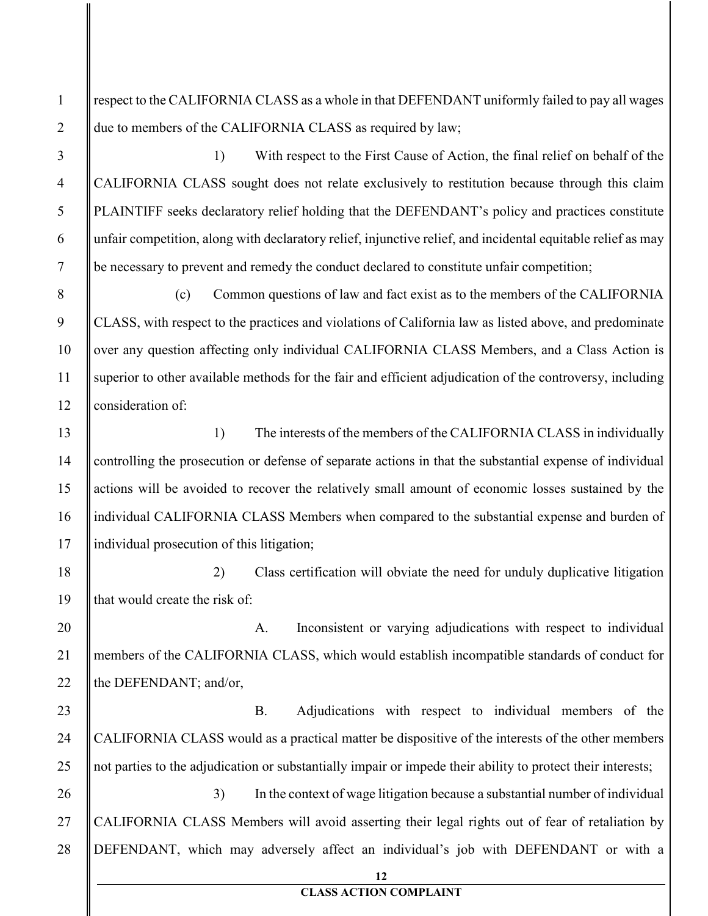respect to the CALIFORNIA CLASS as a whole in that DEFENDANT uniformly failed to pay all wages due to members of the CALIFORNIA CLASS as required by law;

1) With respect to the First Cause of Action, the final relief on behalf of the CALIFORNIA CLASS sought does not relate exclusively to restitution because through this claim PLAINTIFF seeks declaratory relief holding that the DEFENDANT's policy and practices constitute unfair competition, along with declaratory relief, injunctive relief, and incidental equitable relief as may be necessary to prevent and remedy the conduct declared to constitute unfair competition;

(c) Common questions of law and fact exist as to the members of the CALIFORNIA CLASS, with respect to the practices and violations of California law as listed above, and predominate over any question affecting only individual CALIFORNIA CLASS Members, and a Class Action is superior to other available methods for the fair and efficient adjudication of the controversy, including consideration of:

1) The interests of the members of the CALIFORNIA CLASS in individually controlling the prosecution or defense of separate actions in that the substantial expense of individual actions will be avoided to recover the relatively small amount of economic losses sustained by the individual CALIFORNIA CLASS Members when compared to the substantial expense and burden of individual prosecution of this litigation;

2) Class certification will obviate the need for unduly duplicative litigation that would create the risk of:

A. Inconsistent or varying adjudications with respect to individual members of the CALIFORNIA CLASS, which would establish incompatible standards of conduct for the DEFENDANT; and/or,

B. Adjudications with respect to individual members of the CALIFORNIA CLASS would as a practical matter be dispositive of the interests of the other members not parties to the adjudication or substantially impair or impede their ability to protect their interests;

3) In the context of wage litigation because a substantial number of individual CALIFORNIA CLASS Members will avoid asserting their legal rights out of fear of retaliation by DEFENDANT, which may adversely affect an individual's job with DEFENDANT or with a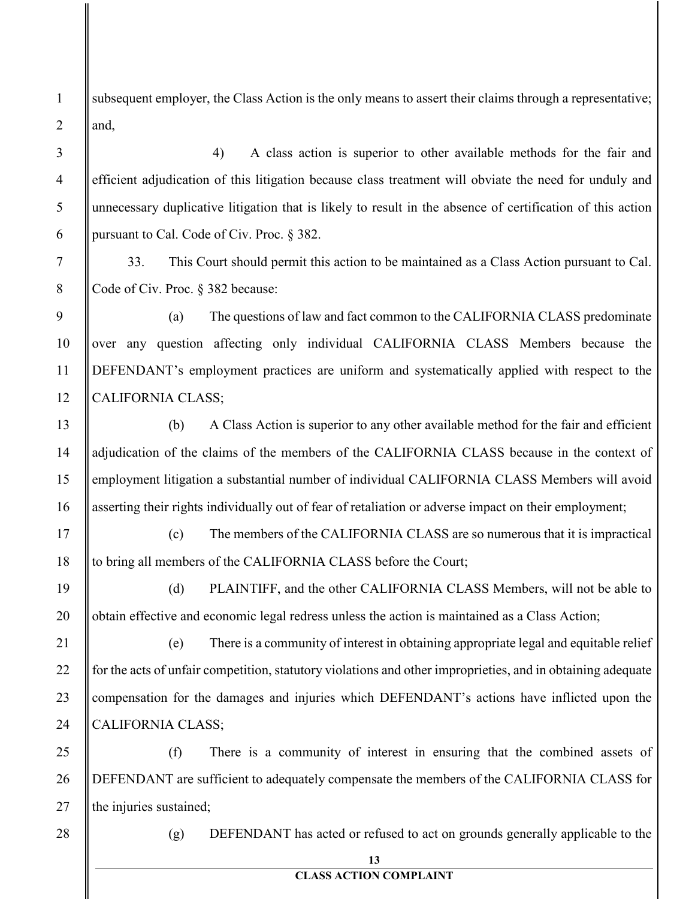subsequent employer, the Class Action is the only means to assert their claims through a representative; and,

4) A class action is superior to other available methods for the fair and efficient adjudication of this litigation because class treatment will obviate the need for unduly and unnecessary duplicative litigation that is likely to result in the absence of certification of this action pursuant to Cal. Code of Civ. Proc. § 382.

33. This Court should permit this action to be maintained as a Class Action pursuant to Cal. Code of Civ. Proc. § 382 because:

(a) The questions of law and fact common to the CALIFORNIA CLASS predominate over any question affecting only individual CALIFORNIA CLASS Members because the DEFENDANT's employment practices are uniform and systematically applied with respect to the CALIFORNIA CLASS;

(b) A Class Action is superior to any other available method for the fair and efficient adjudication of the claims of the members of the CALIFORNIA CLASS because in the context of employment litigation a substantial number of individual CALIFORNIA CLASS Members will avoid asserting their rights individually out of fear of retaliation or adverse impact on their employment;

(c) The members of the CALIFORNIA CLASS are so numerous that it is impractical to bring all members of the CALIFORNIA CLASS before the Court;

(d) PLAINTIFF, and the other CALIFORNIA CLASS Members, will not be able to obtain effective and economic legal redress unless the action is maintained as a Class Action;

(e) There is a community of interest in obtaining appropriate legal and equitable relief for the acts of unfair competition, statutory violations and other improprieties, and in obtaining adequate compensation for the damages and injuries which DEFENDANT's actions have inflicted upon the CALIFORNIA CLASS;

(f) There is a community of interest in ensuring that the combined assets of DEFENDANT are sufficient to adequately compensate the members of the CALIFORNIA CLASS for the injuries sustained;

(g) DEFENDANT has acted or refused to act on grounds generally applicable to the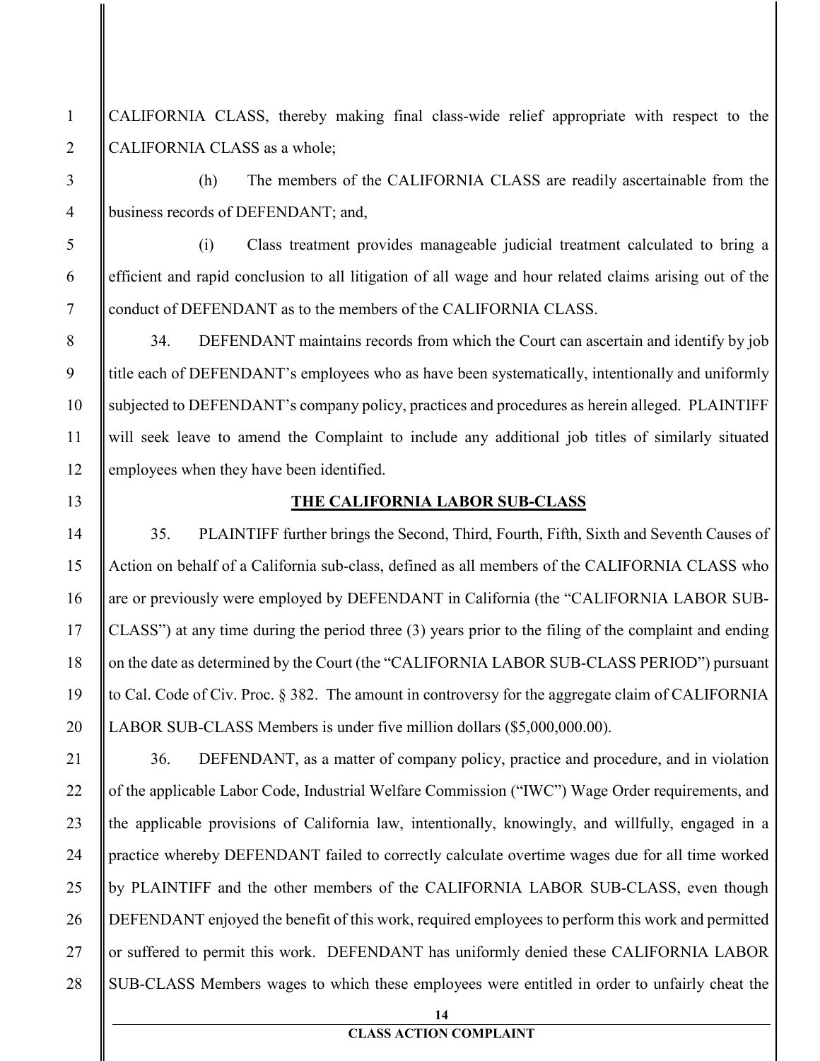CALIFORNIA CLASS, thereby making final class-wide relief appropriate with respect to the CALIFORNIA CLASS as a whole;

(h) The members of the CALIFORNIA CLASS are readily ascertainable from the business records of DEFENDANT; and,

(i) Class treatment provides manageable judicial treatment calculated to bring a efficient and rapid conclusion to all litigation of all wage and hour related claims arising out of the conduct of DEFENDANT as to the members of the CALIFORNIA CLASS.

34. DEFENDANT maintains records from which the Court can ascertain and identify by job title each of DEFENDANT's employees who as have been systematically, intentionally and uniformly subjected to DEFENDANT's company policy, practices and procedures as herein alleged. PLAINTIFF will seek leave to amend the Complaint to include any additional job titles of similarly situated employees when they have been identified.

## THE CALIFORNIA LABOR SUB-CLASS

35. PLAINTIFF further brings the Second, Third, Fourth, Fifth, Sixth and Seventh Causes of Action on behalf of a California sub-class, defined as all members of the CALIFORNIA CLASS who are or previously were employed by DEFENDANT in California (the "CALIFORNIA LABOR SUB-CLASS") at any time during the period three (3) years prior to the filing of the complaint and ending on the date as determined by the Court (the "CALIFORNIA LABOR SUB-CLASS PERIOD") pursuant to Cal. Code of Civ. Proc. § 382. The amount in controversy for the aggregate claim of CALIFORNIA LABOR SUB-CLASS Members is under five million dollars ($5,000,000.00).

36. DEFENDANT, as a matter of company policy, practice and procedure, and in violation of the applicable Labor Code, Industrial Welfare Commission ("IWC") Wage Order requirements, and the applicable provisions of California law, intentionally, knowingly, and willfully, engaged in a practice whereby DEFENDANT failed to correctly calculate overtime wages due for all time worked by PLAINTIFF and the other members of the CALIFORNIA LABOR SUB-CLASS, even though DEFENDANT enjoyed the benefit of this work, required employees to perform this work and permitted or suffered to permit this work. DEFENDANT has uniformly denied these CALIFORNIA LABOR SUB-CLASS Members wages to which these employees were entitled in order to unfairly cheat the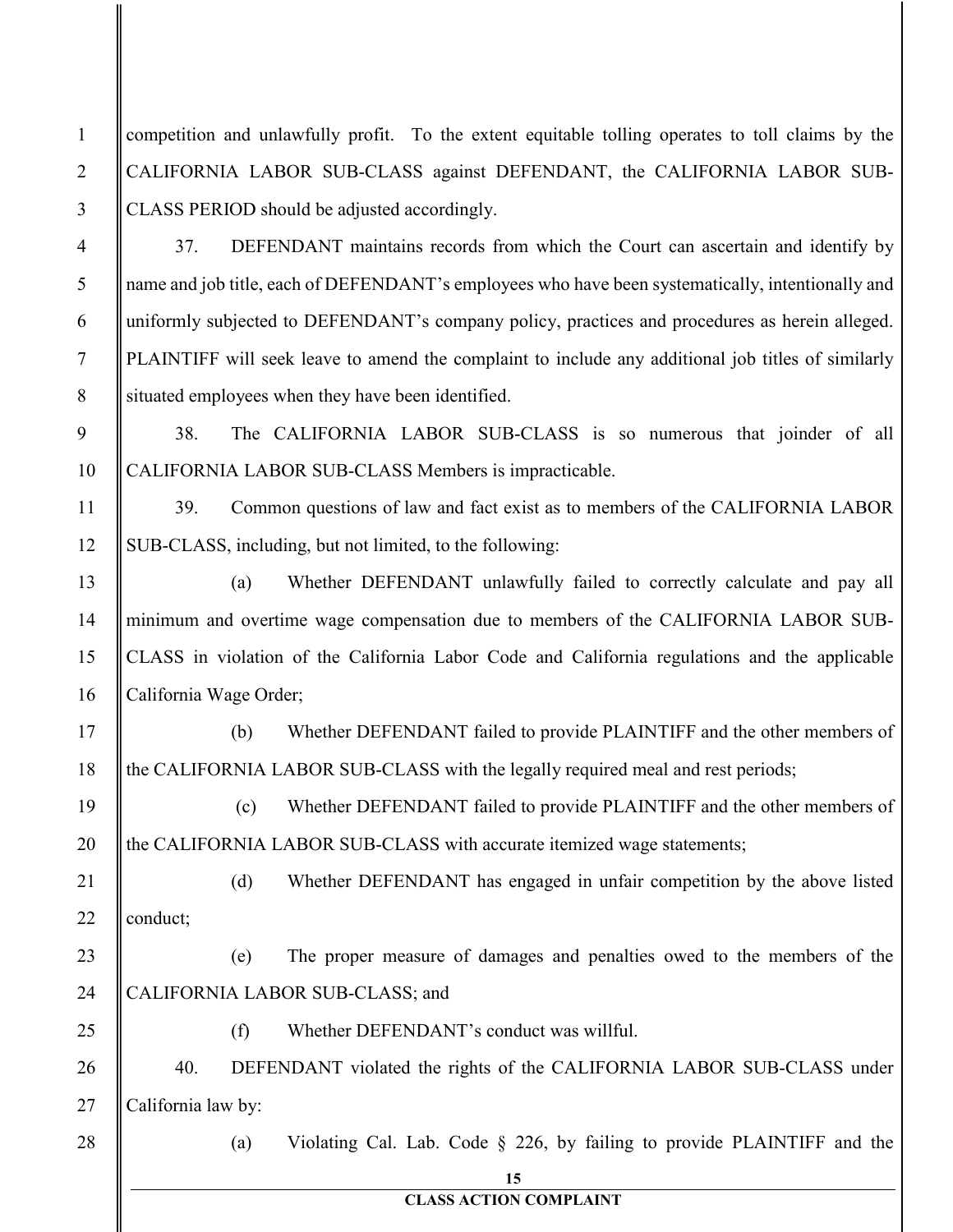competition and unlawfully profit. To the extent equitable tolling operates to toll claims by the CALIFORNIA LABOR SUB-CLASS against DEFENDANT, the CALIFORNIA LABOR SUB-CLASS PERIOD should be adjusted accordingly.

37. DEFENDANT maintains records from which the Court can ascertain and identify by name and job title, each of DEFENDANT's employees who have been systematically, intentionally and uniformly subjected to DEFENDANT's company policy, practices and procedures as herein alleged. PLAINTIFF will seek leave to amend the complaint to include any additional job titles of similarly situated employees when they have been identified.

38. The CALIFORNIA LABOR SUB-CLASS is so numerous that joinder of all CALIFORNIA LABOR SUB-CLASS Members is impracticable.

39. Common questions of law and fact exist as to members of the CALIFORNIA LABOR SUB-CLASS, including, but not limited, to the following:

(a) Whether DEFENDANT unlawfully failed to correctly calculate and pay all minimum and overtime wage compensation due to members of the CALIFORNIA LABOR SUB-CLASS in violation of the California Labor Code and California regulations and the applicable California Wage Order;

(b) Whether DEFENDANT failed to provide PLAINTIFF and the other members of the CALIFORNIA LABOR SUB-CLASS with the legally required meal and rest periods;

(c) Whether DEFENDANT failed to provide PLAINTIFF and the other members of the CALIFORNIA LABOR SUB-CLASS with accurate itemized wage statements;

(d) Whether DEFENDANT has engaged in unfair competition by the above listed conduct;

(e) The proper measure of damages and penalties owed to the members of the CALIFORNIA LABOR SUB-CLASS; and

(f) Whether DEFENDANT's conduct was willful.

40. DEFENDANT violated the rights of the CALIFORNIA LABOR SUB-CLASS under California law by:

(a) Violating Cal. Lab. Code § 226, by failing to provide PLAINTIFF and the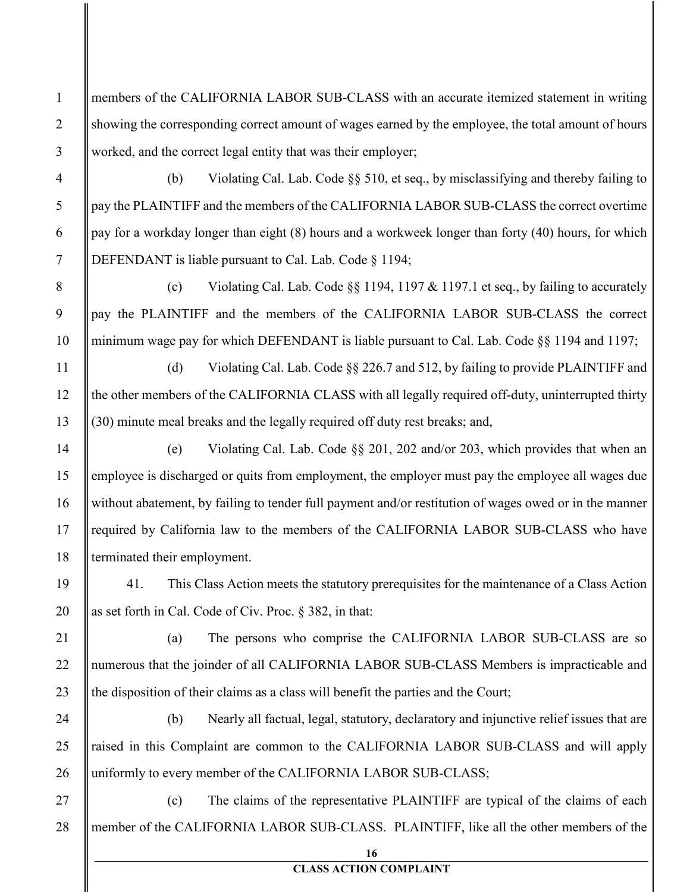members of the CALIFORNIA LABOR SUB-CLASS with an accurate itemized statement in writing showing the corresponding correct amount of wages earned by the employee, the total amount of hours worked, and the correct legal entity that was their employer;

(b) Violating Cal. Lab. Code §§ 510, et seq., by misclassifying and thereby failing to pay the PLAINTIFF and the members of the CALIFORNIA LABOR SUB-CLASS the correct overtime pay for a workday longer than eight (8) hours and a workweek longer than forty (40) hours, for which DEFENDANT is liable pursuant to Cal. Lab. Code § 1194;

(c) Violating Cal. Lab. Code §§ 1194, 1197 & 1197.1 et seq., by failing to accurately pay the PLAINTIFF and the members of the CALIFORNIA LABOR SUB-CLASS the correct minimum wage pay for which DEFENDANT is liable pursuant to Cal. Lab. Code §§ 1194 and 1197;

(d) Violating Cal. Lab. Code §§ 226.7 and 512, by failing to provide PLAINTIFF and the other members of the CALIFORNIA CLASS with all legally required off-duty, uninterrupted thirty (30) minute meal breaks and the legally required off duty rest breaks; and,

(e) Violating Cal. Lab. Code §§ 201, 202 and/or 203, which provides that when an employee is discharged or quits from employment, the employer must pay the employee all wages due without abatement, by failing to tender full payment and/or restitution of wages owed or in the manner required by California law to the members of the CALIFORNIA LABOR SUB-CLASS who have terminated their employment.

41. This Class Action meets the statutory prerequisites for the maintenance of a Class Action as set forth in Cal. Code of Civ. Proc. § 382, in that:

(a) The persons who comprise the CALIFORNIA LABOR SUB-CLASS are so numerous that the joinder of all CALIFORNIA LABOR SUB-CLASS Members is impracticable and the disposition of their claims as a class will benefit the parties and the Court;

(b) Nearly all factual, legal, statutory, declaratory and injunctive relief issues that are raised in this Complaint are common to the CALIFORNIA LABOR SUB-CLASS and will apply uniformly to every member of the CALIFORNIA LABOR SUB-CLASS;

(c) The claims of the representative PLAINTIFF are typical of the claims of each member of the CALIFORNIA LABOR SUB-CLASS. PLAINTIFF, like all the other members of the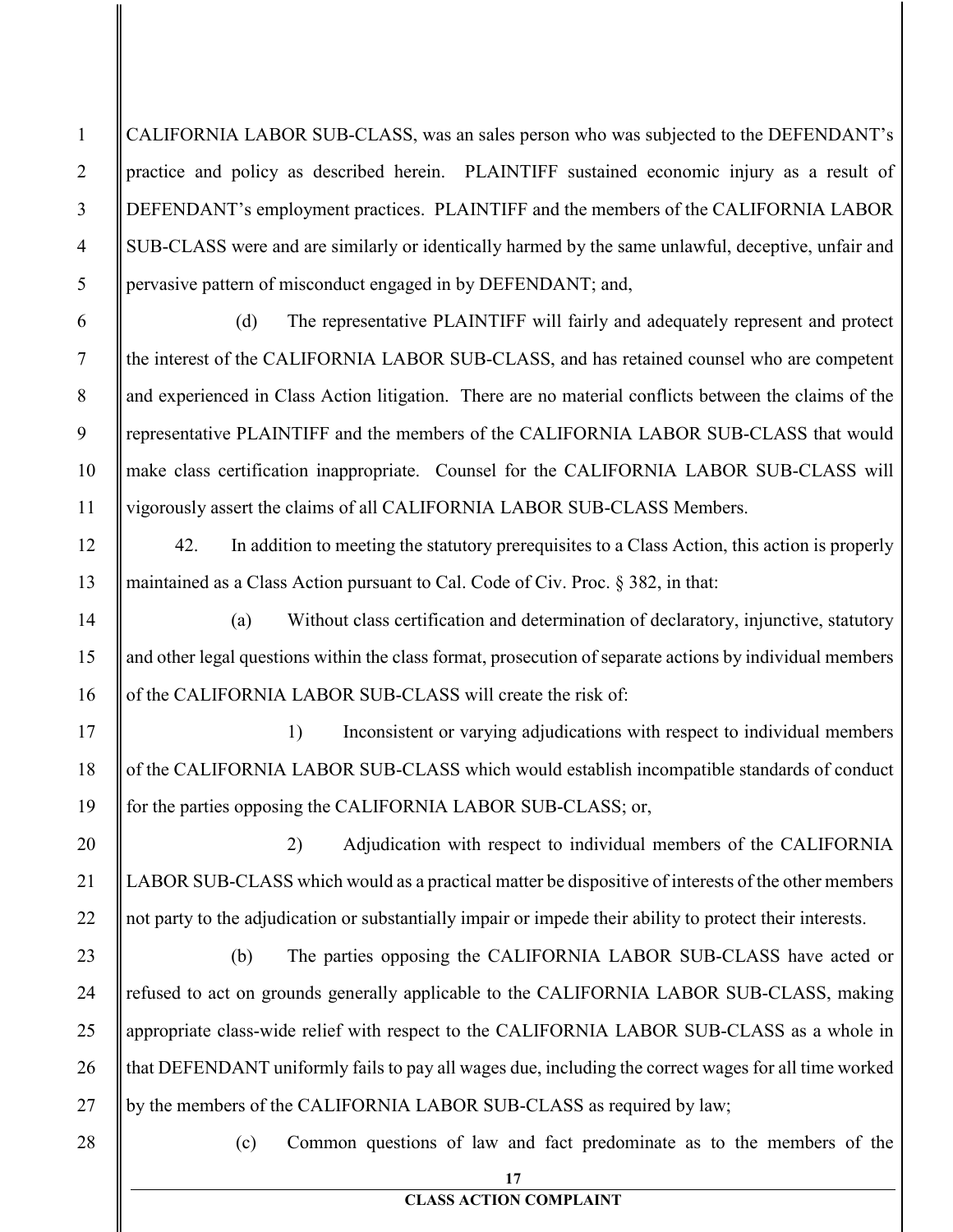CALIFORNIA LABOR SUB-CLASS, was an sales person who was subjected to the DEFENDANT's practice and policy as described herein. PLAINTIFF sustained economic injury as a result of DEFENDANT's employment practices. PLAINTIFF and the members of the CALIFORNIA LABOR SUB-CLASS were and are similarly or identically harmed by the same unlawful, deceptive, unfair and pervasive pattern of misconduct engaged in by DEFENDANT; and,

(d) The representative PLAINTIFF will fairly and adequately represent and protect the interest of the CALIFORNIA LABOR SUB-CLASS, and has retained counsel who are competent and experienced in Class Action litigation. There are no material conflicts between the claims of the representative PLAINTIFF and the members of the CALIFORNIA LABOR SUB-CLASS that would make class certification inappropriate. Counsel for the CALIFORNIA LABOR SUB-CLASS will vigorously assert the claims of all CALIFORNIA LABOR SUB-CLASS Members.

42. In addition to meeting the statutory prerequisites to a Class Action, this action is properly maintained as a Class Action pursuant to Cal. Code of Civ. Proc. § 382, in that:

(a) Without class certification and determination of declaratory, injunctive, statutory and other legal questions within the class format, prosecution of separate actions by individual members of the CALIFORNIA LABOR SUB-CLASS will create the risk of:

1) Inconsistent or varying adjudications with respect to individual members of the CALIFORNIA LABOR SUB-CLASS which would establish incompatible standards of conduct for the parties opposing the CALIFORNIA LABOR SUB-CLASS; or,

2) Adjudication with respect to individual members of the CALIFORNIA LABOR SUB-CLASS which would as a practical matter be dispositive of interests of the other members not party to the adjudication or substantially impair or impede their ability to protect their interests.

(b) The parties opposing the CALIFORNIA LABOR SUB-CLASS have acted or refused to act on grounds generally applicable to the CALIFORNIA LABOR SUB-CLASS, making appropriate class-wide relief with respect to the CALIFORNIA LABOR SUB-CLASS as a whole in that DEFENDANT uniformly fails to pay all wages due, including the correct wages for all time worked by the members of the CALIFORNIA LABOR SUB-CLASS as required by law;

(c) Common questions of law and fact predominate as to the members of the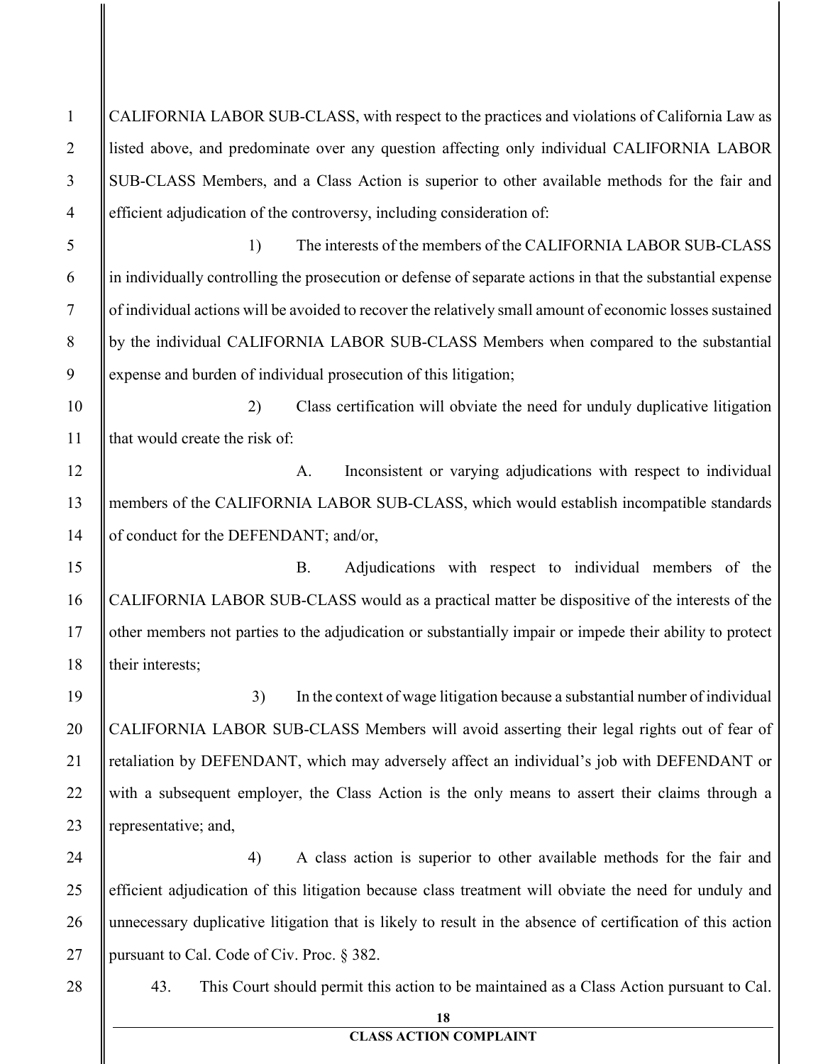CALIFORNIA LABOR SUB-CLASS, with respect to the practices and violations of California Law as listed above, and predominate over any question affecting only individual CALIFORNIA LABOR SUB-CLASS Members, and a Class Action is superior to other available methods for the fair and efficient adjudication of the controversy, including consideration of:

1) The interests of the members of the CALIFORNIA LABOR SUB-CLASS in individually controlling the prosecution or defense of separate actions in that the substantial expense of individual actions will be avoided to recover the relatively small amount of economic losses sustained by the individual CALIFORNIA LABOR SUB-CLASS Members when compared to the substantial expense and burden of individual prosecution of this litigation;

2) Class certification will obviate the need for unduly duplicative litigation that would create the risk of:

A. Inconsistent or varying adjudications with respect to individual members of the CALIFORNIA LABOR SUB-CLASS, which would establish incompatible standards of conduct for the DEFENDANT; and/or,

B. Adjudications with respect to individual members of the CALIFORNIA LABOR SUB-CLASS would as a practical matter be dispositive of the interests of the other members not parties to the adjudication or substantially impair or impede their ability to protect their interests;

3) In the context of wage litigation because a substantial number of individual CALIFORNIA LABOR SUB-CLASS Members will avoid asserting their legal rights out of fear of retaliation by DEFENDANT, which may adversely affect an individual's job with DEFENDANT or with a subsequent employer, the Class Action is the only means to assert their claims through a representative; and,

4) A class action is superior to other available methods for the fair and efficient adjudication of this litigation because class treatment will obviate the need for unduly and unnecessary duplicative litigation that is likely to result in the absence of certification of this action pursuant to Cal. Code of Civ. Proc. § 382.

43. This Court should permit this action to be maintained as a Class Action pursuant to Cal.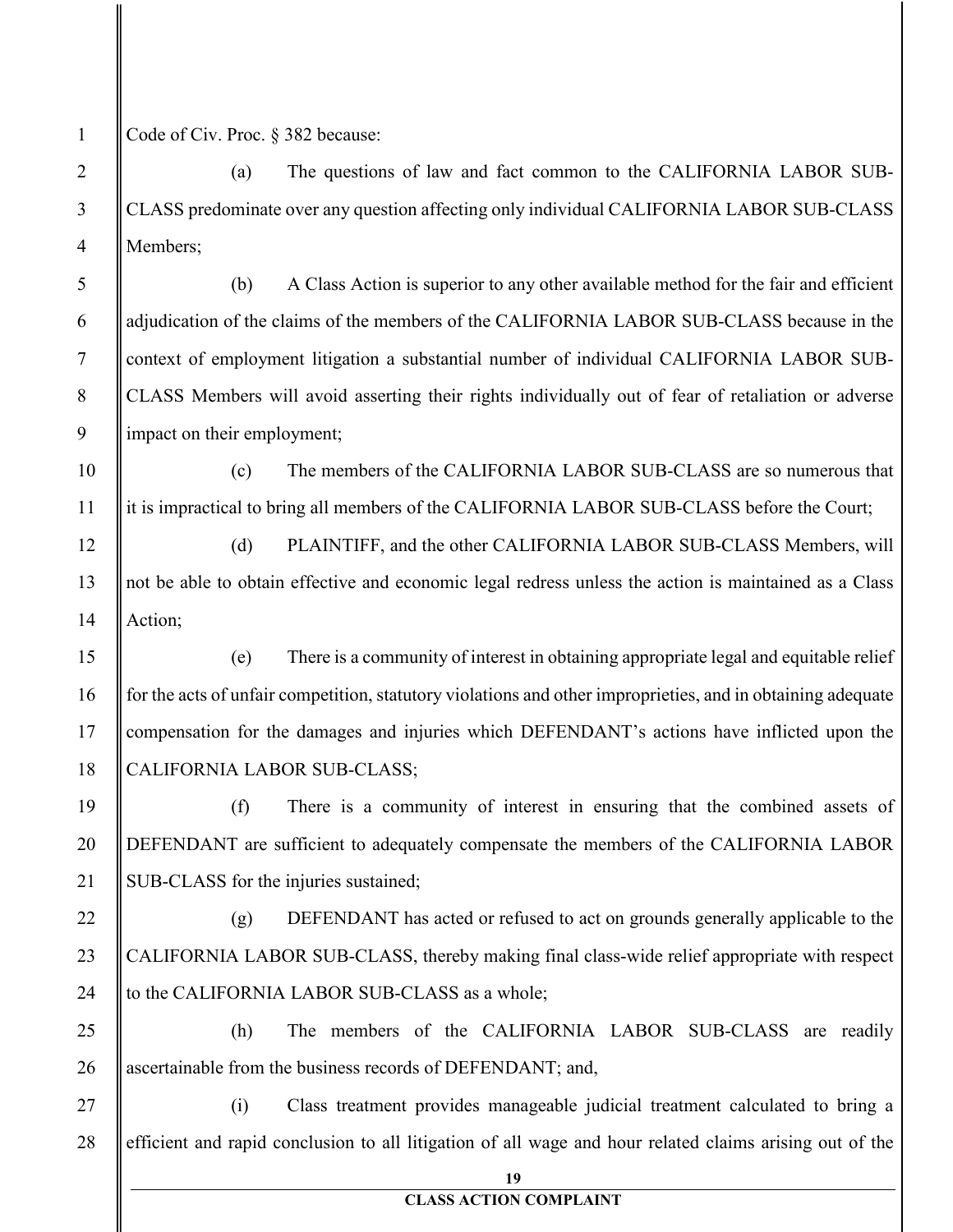Code of Civ. Proc. § 382 because:

(a) The questions of law and fact common to the CALIFORNIA LABOR SUB-CLASS predominate over any question affecting only individual CALIFORNIA LABOR SUB-CLASS Members;

(b) A Class Action is superior to any other available method for the fair and efficient adjudication of the claims of the members of the CALIFORNIA LABOR SUB-CLASS because in the context of employment litigation a substantial number of individual CALIFORNIA LABOR SUB-CLASS Members will avoid asserting their rights individually out of fear of retaliation or adverse impact on their employment;

(c) The members of the CALIFORNIA LABOR SUB-CLASS are so numerous that it is impractical to bring all members of the CALIFORNIA LABOR SUB-CLASS before the Court;

(d) PLAINTIFF, and the other CALIFORNIA LABOR SUB-CLASS Members, will not be able to obtain effective and economic legal redress unless the action is maintained as a Class Action;

(e) There is a community of interest in obtaining appropriate legal and equitable relief for the acts of unfair competition, statutory violations and other improprieties, and in obtaining adequate compensation for the damages and injuries which DEFENDANT's actions have inflicted upon the CALIFORNIA LABOR SUB-CLASS;

(f) There is a community of interest in ensuring that the combined assets of DEFENDANT are sufficient to adequately compensate the members of the CALIFORNIA LABOR SUB-CLASS for the injuries sustained;

(g) DEFENDANT has acted or refused to act on grounds generally applicable to the CALIFORNIA LABOR SUB-CLASS, thereby making final class-wide relief appropriate with respect to the CALIFORNIA LABOR SUB-CLASS as a whole;

(h) The members of the CALIFORNIA LABOR SUB-CLASS are readily ascertainable from the business records of DEFENDANT; and,

(i) Class treatment provides manageable judicial treatment calculated to bring a efficient and rapid conclusion to all litigation of all wage and hour related claims arising out of the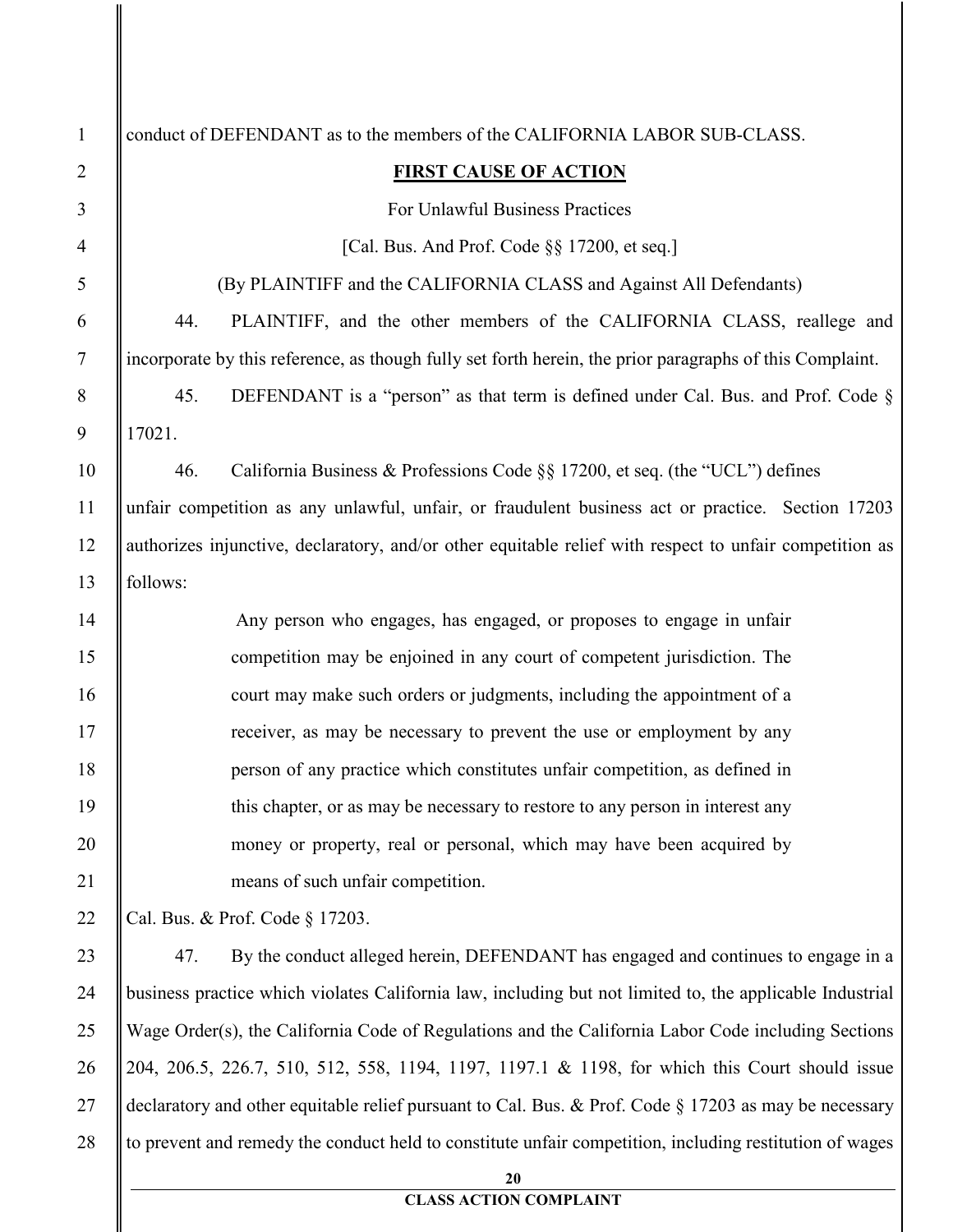conduct of DEFENDANT as to the members of the CALIFORNIA LABOR SUB-CLASS.

**FIRST CAUSE OF ACTION**

For Unlawful Business Practices

[Cal. Bus. And Prof. Code §§ 17200, et seq.]

(By PLAINTIFF and the CALIFORNIA CLASS and Against All Defendants)

44. PLAINTIFF, and the other members of the CALIFORNIA CLASS, reallege and incorporate by this reference, as though fully set forth herein, the prior paragraphs of this Complaint.

45. DEFENDANT is a "person" as that term is defined under Cal. Bus. and Prof. Code § 17021.

46. California Business & Professions Code §§ 17200, et seq. (the "UCL") defines unfair competition as any unlawful, unfair, or fraudulent business act or practice. Section 17203 authorizes injunctive, declaratory, and/or other equitable relief with respect to unfair competition as follows:

> Any person who engages, has engaged, or proposes to engage in unfair competition may be enjoined in any court of competent jurisdiction. The court may make such orders or judgments, including the appointment of a receiver, as may be necessary to prevent the use or employment by any person of any practice which constitutes unfair competition, as defined in this chapter, or as may be necessary to restore to any person in interest any money or property, real or personal, which may have been acquired by means of such unfair competition.

Cal. Bus. & Prof. Code § 17203.

47. By the conduct alleged herein, DEFENDANT has engaged and continues to engage in a business practice which violates California law, including but not limited to, the applicable Industrial Wage Order(s), the California Code of Regulations and the California Labor Code including Sections 204, 206.5, 226.7, 510, 512, 558, 1194, 1197, 1197.1 & 1198, for which this Court should issue declaratory and other equitable relief pursuant to Cal. Bus. & Prof. Code § 17203 as may be necessary to prevent and remedy the conduct held to constitute unfair competition, including restitution of wages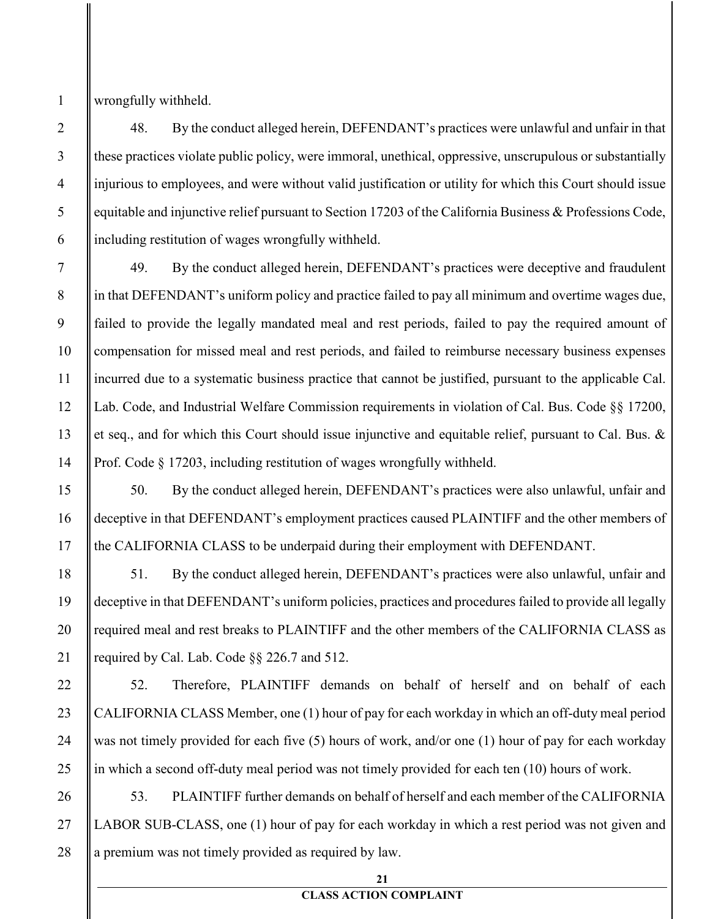wrongfully withheld.

48. By the conduct alleged herein, DEFENDANT's practices were unlawful and unfair in that these practices violate public policy, were immoral, unethical, oppressive, unscrupulous or substantially injurious to employees, and were without valid justification or utility for which this Court should issue equitable and injunctive relief pursuant to Section 17203 of the California Business & Professions Code, including restitution of wages wrongfully withheld.

49. By the conduct alleged herein, DEFENDANT's practices were deceptive and fraudulent in that DEFENDANT's uniform policy and practice failed to pay all minimum and overtime wages due, failed to provide the legally mandated meal and rest periods, failed to pay the required amount of compensation for missed meal and rest periods, and failed to reimburse necessary business expenses incurred due to a systematic business practice that cannot be justified, pursuant to the applicable Cal. Lab. Code, and Industrial Welfare Commission requirements in violation of Cal. Bus. Code §§ 17200, et seq., and for which this Court should issue injunctive and equitable relief, pursuant to Cal. Bus. & Prof. Code § 17203, including restitution of wages wrongfully withheld.

50. By the conduct alleged herein, DEFENDANT's practices were also unlawful, unfair and deceptive in that DEFENDANT's employment practices caused PLAINTIFF and the other members of the CALIFORNIA CLASS to be underpaid during their employment with DEFENDANT.

51. By the conduct alleged herein, DEFENDANT's practices were also unlawful, unfair and deceptive in that DEFENDANT's uniform policies, practices and procedures failed to provide all legally required meal and rest breaks to PLAINTIFF and the other members of the CALIFORNIA CLASS as required by Cal. Lab. Code §§ 226.7 and 512.

52. Therefore, PLAINTIFF demands on behalf of herself and on behalf of each CALIFORNIA CLASS Member, one (1) hour of pay for each workday in which an off-duty meal period was not timely provided for each five (5) hours of work, and/or one (1) hour of pay for each workday in which a second off-duty meal period was not timely provided for each ten (10) hours of work.

53. PLAINTIFF further demands on behalf of herself and each member of the CALIFORNIA LABOR SUB-CLASS, one (1) hour of pay for each workday in which a rest period was not given and a premium was not timely provided as required by law.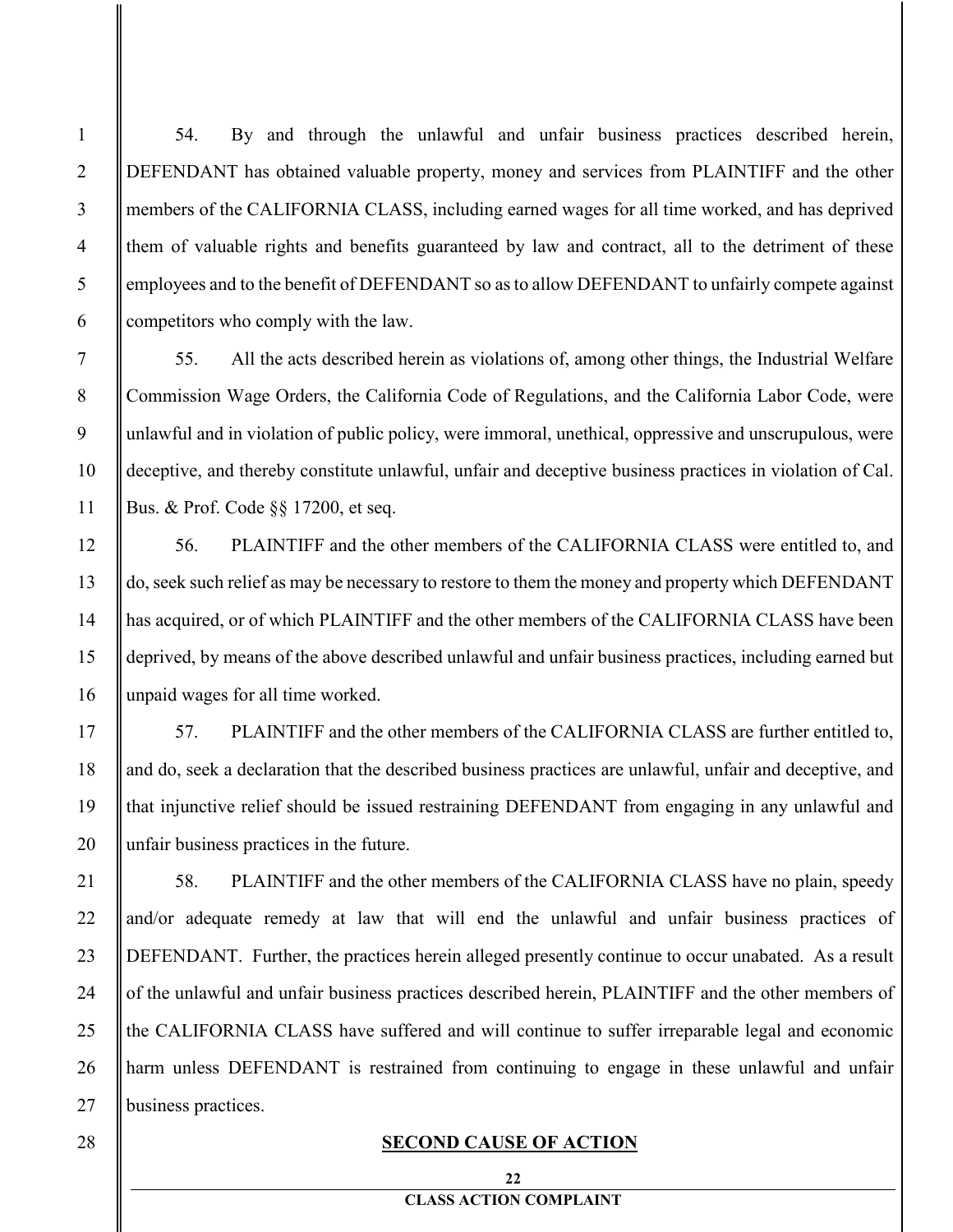54. By and through the unlawful and unfair business practices described herein, DEFENDANT has obtained valuable property, money and services from PLAINTIFF and the other members of the CALIFORNIA CLASS, including earned wages for all time worked, and has deprived them of valuable rights and benefits guaranteed by law and contract, all to the detriment of these employees and to the benefit of DEFENDANT so as to allow DEFENDANT to unfairly compete against competitors who comply with the law.

55. All the acts described herein as violations of, among other things, the Industrial Welfare Commission Wage Orders, the California Code of Regulations, and the California Labor Code, were unlawful and in violation of public policy, were immoral, unethical, oppressive and unscrupulous, were deceptive, and thereby constitute unlawful, unfair and deceptive business practices in violation of Cal. Bus. & Prof. Code §§ 17200, et seq.

56. PLAINTIFF and the other members of the CALIFORNIA CLASS were entitled to, and do, seek such relief as may be necessary to restore to them the money and property which DEFENDANT has acquired, or of which PLAINTIFF and the other members of the CALIFORNIA CLASS have been deprived, by means of the above described unlawful and unfair business practices, including earned but unpaid wages for all time worked.

57. PLAINTIFF and the other members of the CALIFORNIA CLASS are further entitled to, and do, seek a declaration that the described business practices are unlawful, unfair and deceptive, and that injunctive relief should be issued restraining DEFENDANT from engaging in any unlawful and unfair business practices in the future.

58. PLAINTIFF and the other members of the CALIFORNIA CLASS have no plain, speedy and/or adequate remedy at law that will end the unlawful and unfair business practices of DEFENDANT. Further, the practices herein alleged presently continue to occur unabated. As a result of the unlawful and unfair business practices described herein, PLAINTIFF and the other members of the CALIFORNIA CLASS have suffered and will continue to suffer irreparable legal and economic harm unless DEFENDANT is restrained from continuing to engage in these unlawful and unfair business practices.

## SECOND CAUSE OF ACTION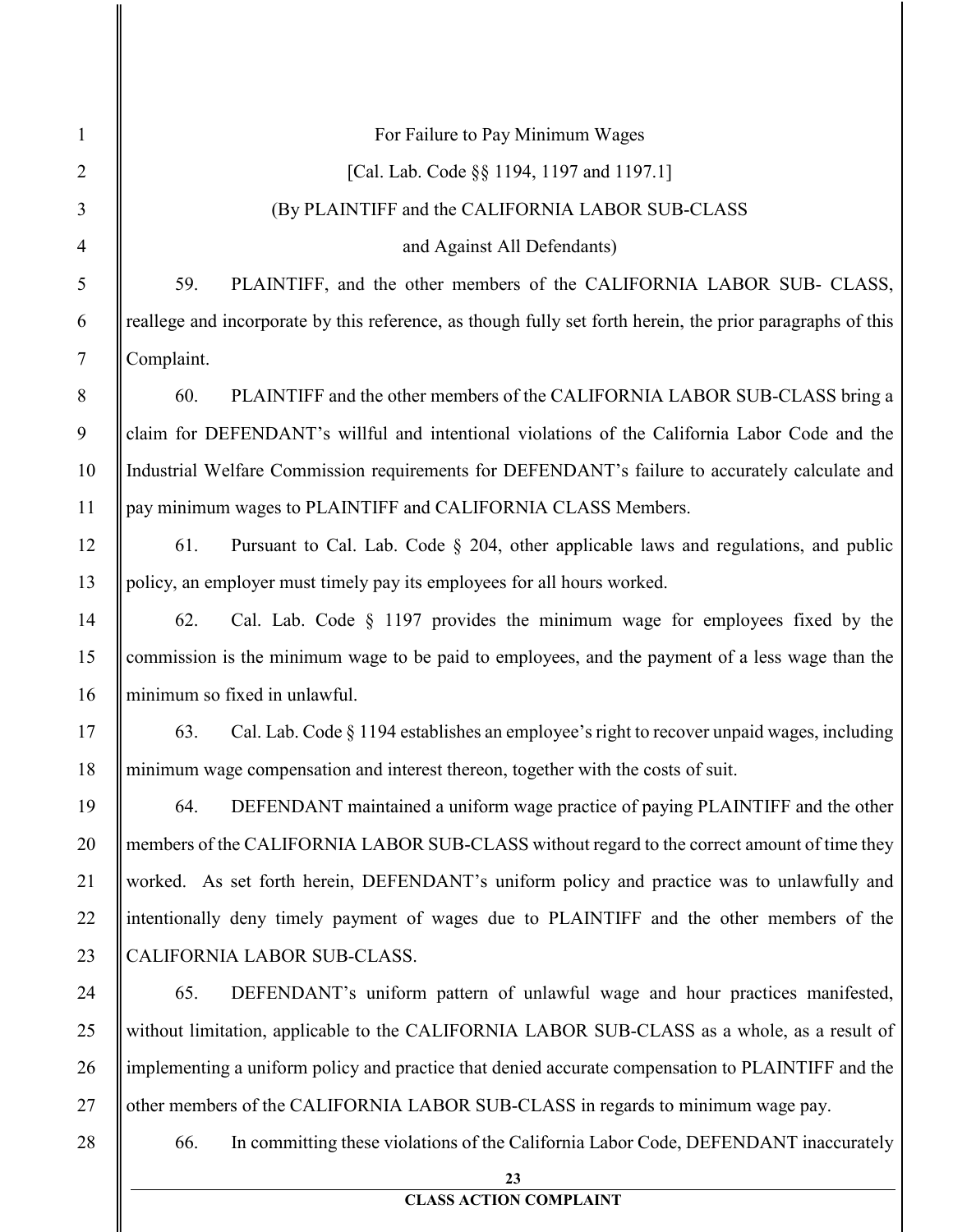For Failure to Pay Minimum Wages

[Cal. Lab. Code §§ 1194, 1197 and 1197.1]

(By PLAINTIFF and the CALIFORNIA LABOR SUB-CLASS

and Against All Defendants)

59. PLAINTIFF, and the other members of the CALIFORNIA LABOR SUB- CLASS, reallege and incorporate by this reference, as though fully set forth herein, the prior paragraphs of this Complaint.

60. PLAINTIFF and the other members of the CALIFORNIA LABOR SUB-CLASS bring a claim for DEFENDANT's willful and intentional violations of the California Labor Code and the Industrial Welfare Commission requirements for DEFENDANT's failure to accurately calculate and pay minimum wages to PLAINTIFF and CALIFORNIA CLASS Members.

61. Pursuant to Cal. Lab. Code § 204, other applicable laws and regulations, and public policy, an employer must timely pay its employees for all hours worked.

62. Cal. Lab. Code § 1197 provides the minimum wage for employees fixed by the commission is the minimum wage to be paid to employees, and the payment of a less wage than the minimum so fixed in unlawful.

63. Cal. Lab. Code § 1194 establishes an employee's right to recover unpaid wages, including minimum wage compensation and interest thereon, together with the costs of suit.

64. DEFENDANT maintained a uniform wage practice of paying PLAINTIFF and the other members of the CALIFORNIA LABOR SUB-CLASS without regard to the correct amount of time they worked. As set forth herein, DEFENDANT's uniform policy and practice was to unlawfully and intentionally deny timely payment of wages due to PLAINTIFF and the other members of the CALIFORNIA LABOR SUB-CLASS.

65. DEFENDANT's uniform pattern of unlawful wage and hour practices manifested, without limitation, applicable to the CALIFORNIA LABOR SUB-CLASS as a whole, as a result of implementing a uniform policy and practice that denied accurate compensation to PLAINTIFF and the other members of the CALIFORNIA LABOR SUB-CLASS in regards to minimum wage pay.

66. In committing these violations of the California Labor Code, DEFENDANT inaccurately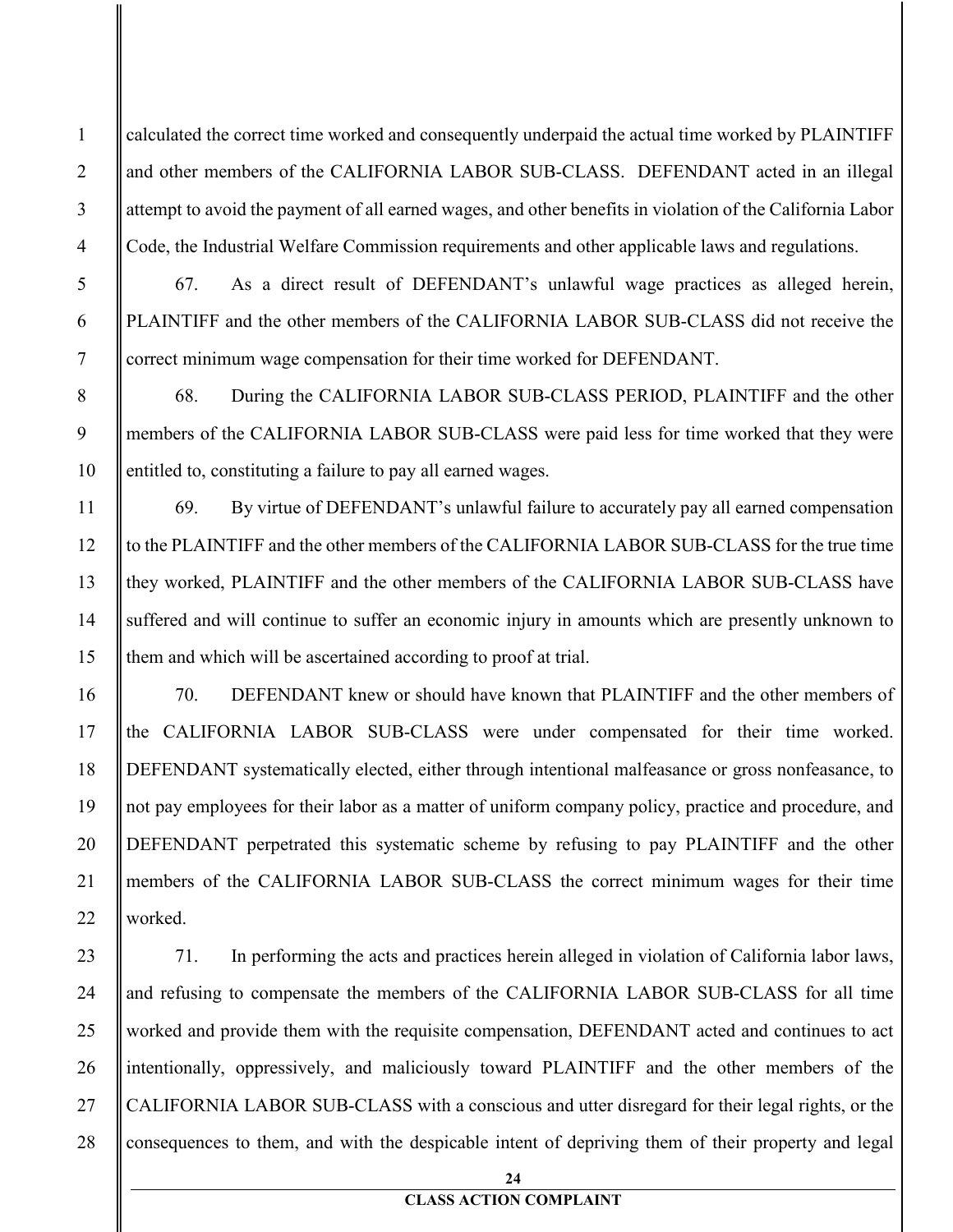calculated the correct time worked and consequently underpaid the actual time worked by PLAINTIFF and other members of the CALIFORNIA LABOR SUB-CLASS. DEFENDANT acted in an illegal attempt to avoid the payment of all earned wages, and other benefits in violation of the California Labor Code, the Industrial Welfare Commission requirements and other applicable laws and regulations.

67. As a direct result of DEFENDANT's unlawful wage practices as alleged herein, PLAINTIFF and the other members of the CALIFORNIA LABOR SUB-CLASS did not receive the correct minimum wage compensation for their time worked for DEFENDANT.

68. During the CALIFORNIA LABOR SUB-CLASS PERIOD, PLAINTIFF and the other members of the CALIFORNIA LABOR SUB-CLASS were paid less for time worked that they were entitled to, constituting a failure to pay all earned wages.

69. By virtue of DEFENDANT's unlawful failure to accurately pay all earned compensation to the PLAINTIFF and the other members of the CALIFORNIA LABOR SUB-CLASS for the true time they worked, PLAINTIFF and the other members of the CALIFORNIA LABOR SUB-CLASS have suffered and will continue to suffer an economic injury in amounts which are presently unknown to them and which will be ascertained according to proof at trial.

70. DEFENDANT knew or should have known that PLAINTIFF and the other members of the CALIFORNIA LABOR SUB-CLASS were under compensated for their time worked. DEFENDANT systematically elected, either through intentional malfeasance or gross nonfeasance, to not pay employees for their labor as a matter of uniform company policy, practice and procedure, and DEFENDANT perpetrated this systematic scheme by refusing to pay PLAINTIFF and the other members of the CALIFORNIA LABOR SUB-CLASS the correct minimum wages for their time worked.

71. In performing the acts and practices herein alleged in violation of California labor laws, and refusing to compensate the members of the CALIFORNIA LABOR SUB-CLASS for all time worked and provide them with the requisite compensation, DEFENDANT acted and continues to act intentionally, oppressively, and maliciously toward PLAINTIFF and the other members of the CALIFORNIA LABOR SUB-CLASS with a conscious and utter disregard for their legal rights, or the consequences to them, and with the despicable intent of depriving them of their property and legal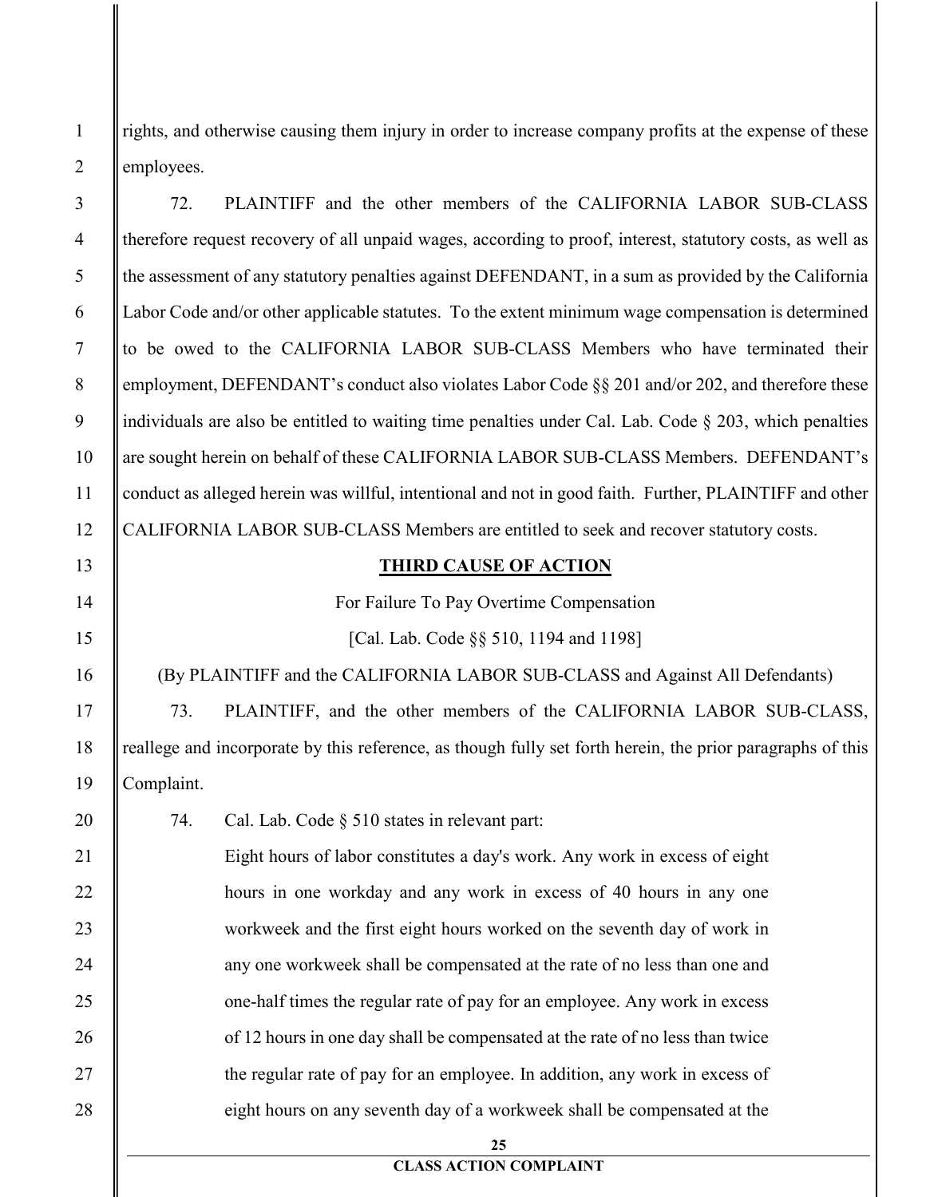rights, and otherwise causing them injury in order to increase company profits at the expense of these employees.

72. PLAINTIFF and the other members of the CALIFORNIA LABOR SUB-CLASS therefore request recovery of all unpaid wages, according to proof, interest, statutory costs, as well as the assessment of any statutory penalties against DEFENDANT, in a sum as provided by the California Labor Code and/or other applicable statutes. To the extent minimum wage compensation is determined to be owed to the CALIFORNIA LABOR SUB-CLASS Members who have terminated their employment, DEFENDANT's conduct also violates Labor Code §§ 201 and/or 202, and therefore these individuals are also be entitled to waiting time penalties under Cal. Lab. Code § 203, which penalties are sought herein on behalf of these CALIFORNIA LABOR SUB-CLASS Members. DEFENDANT's conduct as alleged herein was willful, intentional and not in good faith. Further, PLAINTIFF and other CALIFORNIA LABOR SUB-CLASS Members are entitled to seek and recover statutory costs.

**THIRD CAUSE OF ACTION**

For Failure To Pay Overtime Compensation

[Cal. Lab. Code §§ 510, 1194 and 1198]

(By PLAINTIFF and the CALIFORNIA LABOR SUB-CLASS and Against All Defendants)

73. PLAINTIFF, and the other members of the CALIFORNIA LABOR SUB-CLASS, reallege and incorporate by this reference, as though fully set forth herein, the prior paragraphs of this Complaint.

74. Cal. Lab. Code § 510 states in relevant part:

> Eight hours of labor constitutes a day's work. Any work in excess of eight hours in one workday and any work in excess of 40 hours in any one workweek and the first eight hours worked on the seventh day of work in any one workweek shall be compensated at the rate of no less than one and one-half times the regular rate of pay for an employee. Any work in excess of 12 hours in one day shall be compensated at the rate of no less than twice the regular rate of pay for an employee. In addition, any work in excess of eight hours on any seventh day of a workweek shall be compensated at the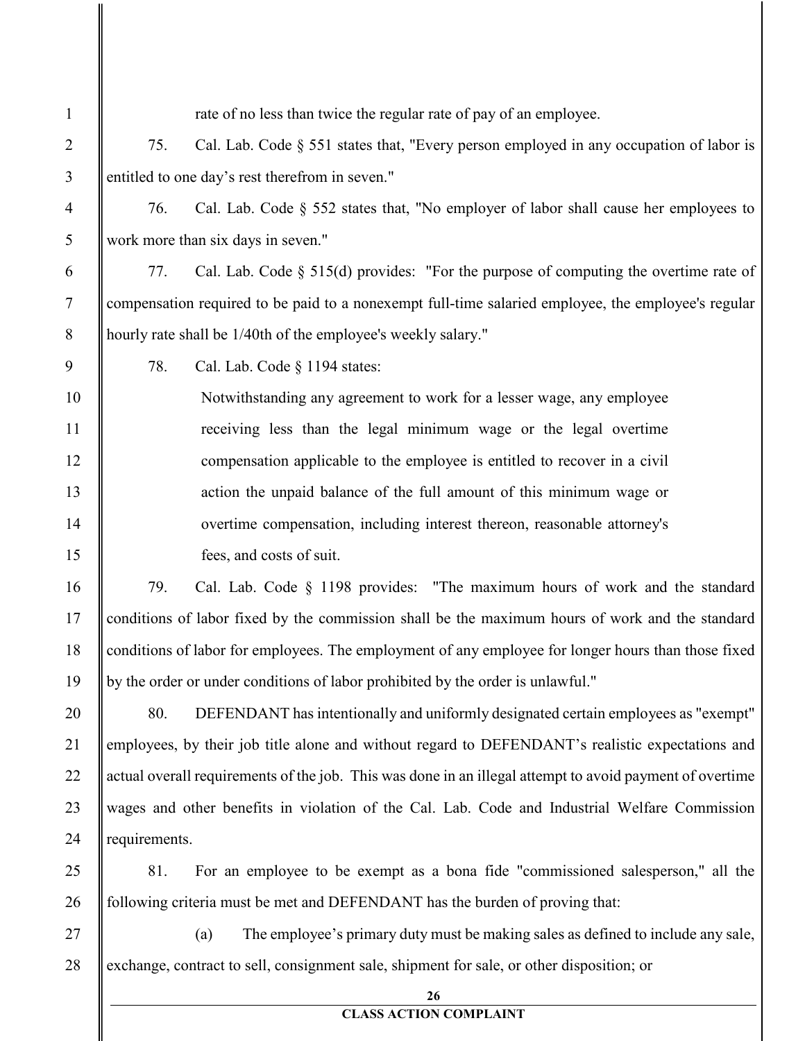rate of no less than twice the regular rate of pay of an employee.

75. Cal. Lab. Code § 551 states that, "Every person employed in any occupation of labor is entitled to one day's rest therefrom in seven."

76. Cal. Lab. Code § 552 states that, "No employer of labor shall cause her employees to work more than six days in seven."

77. Cal. Lab. Code § 515(d) provides: "For the purpose of computing the overtime rate of compensation required to be paid to a nonexempt full-time salaried employee, the employee's regular hourly rate shall be 1/40th of the employee's weekly salary."

78. Cal. Lab. Code § 1194 states:

> Notwithstanding any agreement to work for a lesser wage, any employee receiving less than the legal minimum wage or the legal overtime compensation applicable to the employee is entitled to recover in a civil action the unpaid balance of the full amount of this minimum wage or overtime compensation, including interest thereon, reasonable attorney's fees, and costs of suit.

79. Cal. Lab. Code § 1198 provides: "The maximum hours of work and the standard conditions of labor fixed by the commission shall be the maximum hours of work and the standard conditions of labor for employees. The employment of any employee for longer hours than those fixed by the order or under conditions of labor prohibited by the order is unlawful."

80. DEFENDANT has intentionally and uniformly designated certain employees as "exempt" employees, by their job title alone and without regard to DEFENDANT's realistic expectations and actual overall requirements of the job. This was done in an illegal attempt to avoid payment of overtime wages and other benefits in violation of the Cal. Lab. Code and Industrial Welfare Commission requirements.

81. For an employee to be exempt as a bona fide "commissioned salesperson," all the following criteria must be met and DEFENDANT has the burden of proving that:

(a) The employee's primary duty must be making sales as defined to include any sale, exchange, contract to sell, consignment sale, shipment for sale, or other disposition; or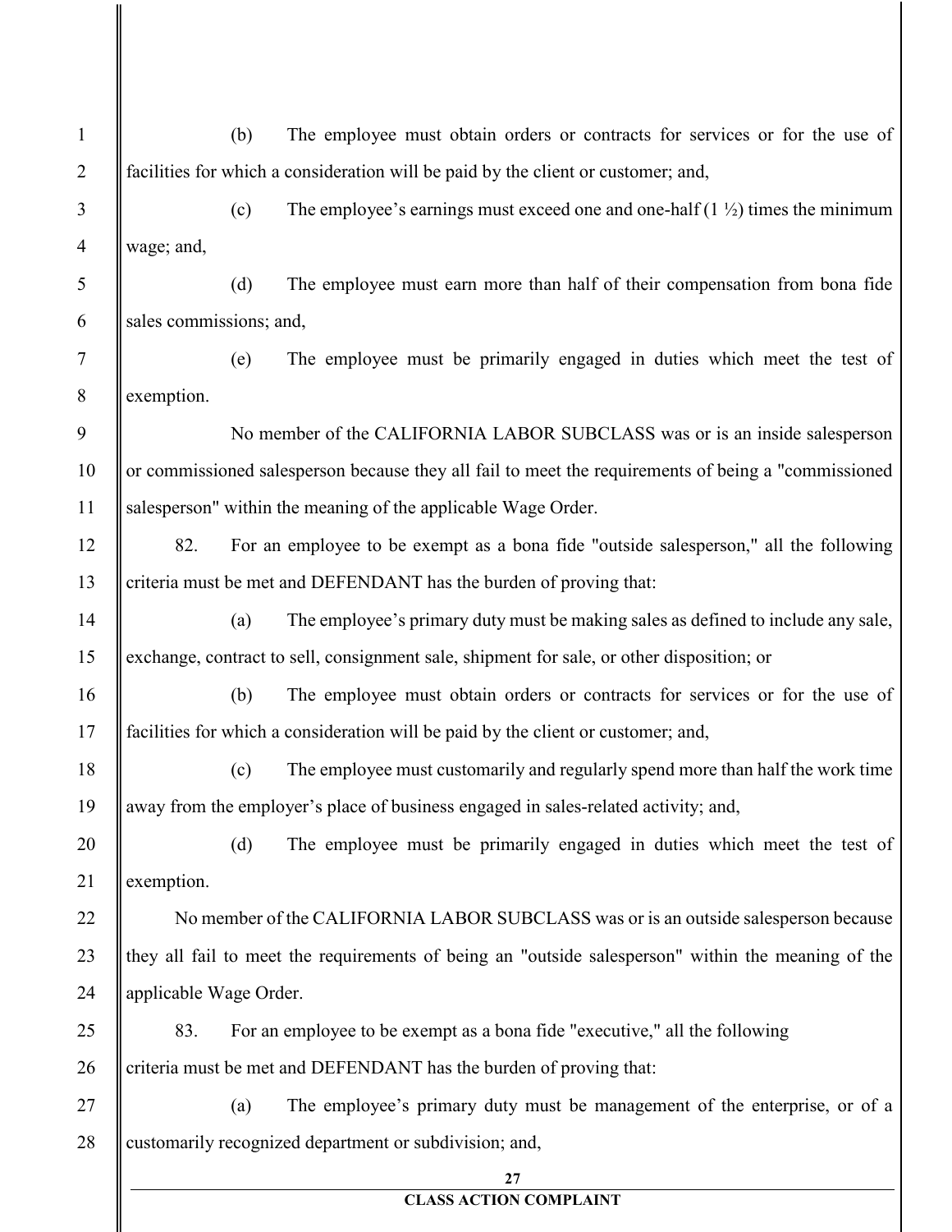(b) The employee must obtain orders or contracts for services or for the use of facilities for which a consideration will be paid by the client or customer; and,

(c) The employee's earnings must exceed one and one-half (1 ½) times the minimum wage; and,

(d) The employee must earn more than half of their compensation from bona fide sales commissions; and,

(e) The employee must be primarily engaged in duties which meet the test of exemption.

No member of the CALIFORNIA LABOR SUBCLASS was or is an inside salesperson or commissioned salesperson because they all fail to meet the requirements of being a "commissioned salesperson" within the meaning of the applicable Wage Order.

82. For an employee to be exempt as a bona fide "outside salesperson," all the following criteria must be met and DEFENDANT has the burden of proving that:

(a) The employee's primary duty must be making sales as defined to include any sale, exchange, contract to sell, consignment sale, shipment for sale, or other disposition; or

(b) The employee must obtain orders or contracts for services or for the use of facilities for which a consideration will be paid by the client or customer; and,

(c) The employee must customarily and regularly spend more than half the work time away from the employer's place of business engaged in sales-related activity; and,

(d) The employee must be primarily engaged in duties which meet the test of exemption.

No member of the CALIFORNIA LABOR SUBCLASS was or is an outside salesperson because they all fail to meet the requirements of being an "outside salesperson" within the meaning of the applicable Wage Order.

83. For an employee to be exempt as a bona fide "executive," all the following criteria must be met and DEFENDANT has the burden of proving that:

(a) The employee's primary duty must be management of the enterprise, or of a customarily recognized department or subdivision; and,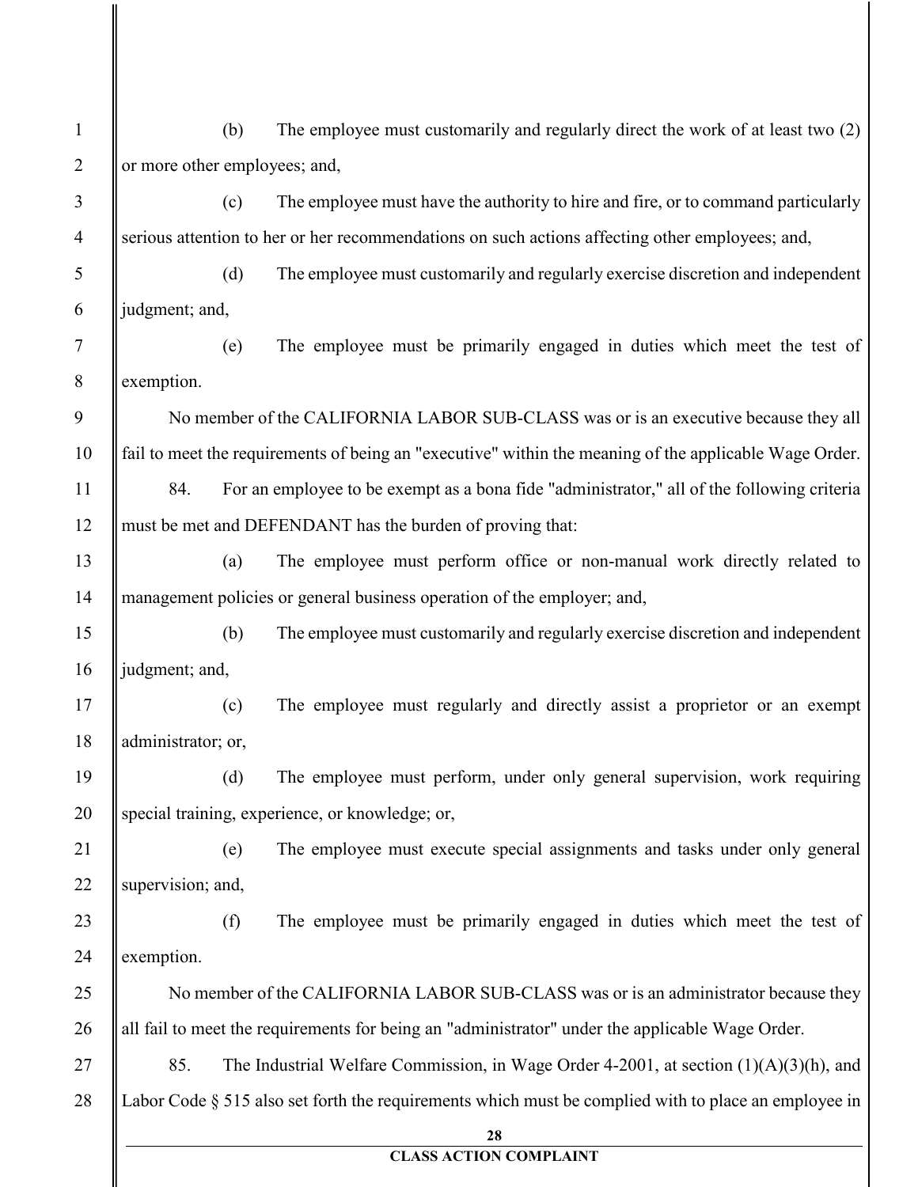(b) The employee must customarily and regularly direct the work of at least two (2) or more other employees; and,

(c) The employee must have the authority to hire and fire, or to command particularly serious attention to her or her recommendations on such actions affecting other employees; and,

(d) The employee must customarily and regularly exercise discretion and independent judgment; and,

(e) The employee must be primarily engaged in duties which meet the test of exemption.

No member of the CALIFORNIA LABOR SUB-CLASS was or is an executive because they all fail to meet the requirements of being an "executive" within the meaning of the applicable Wage Order.

84. For an employee to be exempt as a bona fide "administrator," all of the following criteria must be met and DEFENDANT has the burden of proving that:

(a) The employee must perform office or non-manual work directly related to management policies or general business operation of the employer; and,

(b) The employee must customarily and regularly exercise discretion and independent judgment; and,

(c) The employee must regularly and directly assist a proprietor or an exempt administrator; or,

(d) The employee must perform, under only general supervision, work requiring special training, experience, or knowledge; or,

(e) The employee must execute special assignments and tasks under only general supervision; and,

(f) The employee must be primarily engaged in duties which meet the test of exemption.

No member of the CALIFORNIA LABOR SUB-CLASS was or is an administrator because they all fail to meet the requirements for being an "administrator" under the applicable Wage Order.

85. The Industrial Welfare Commission, in Wage Order 4-2001, at section (1)(A)(3)(h), and Labor Code § 515 also set forth the requirements which must be complied with to place an employee in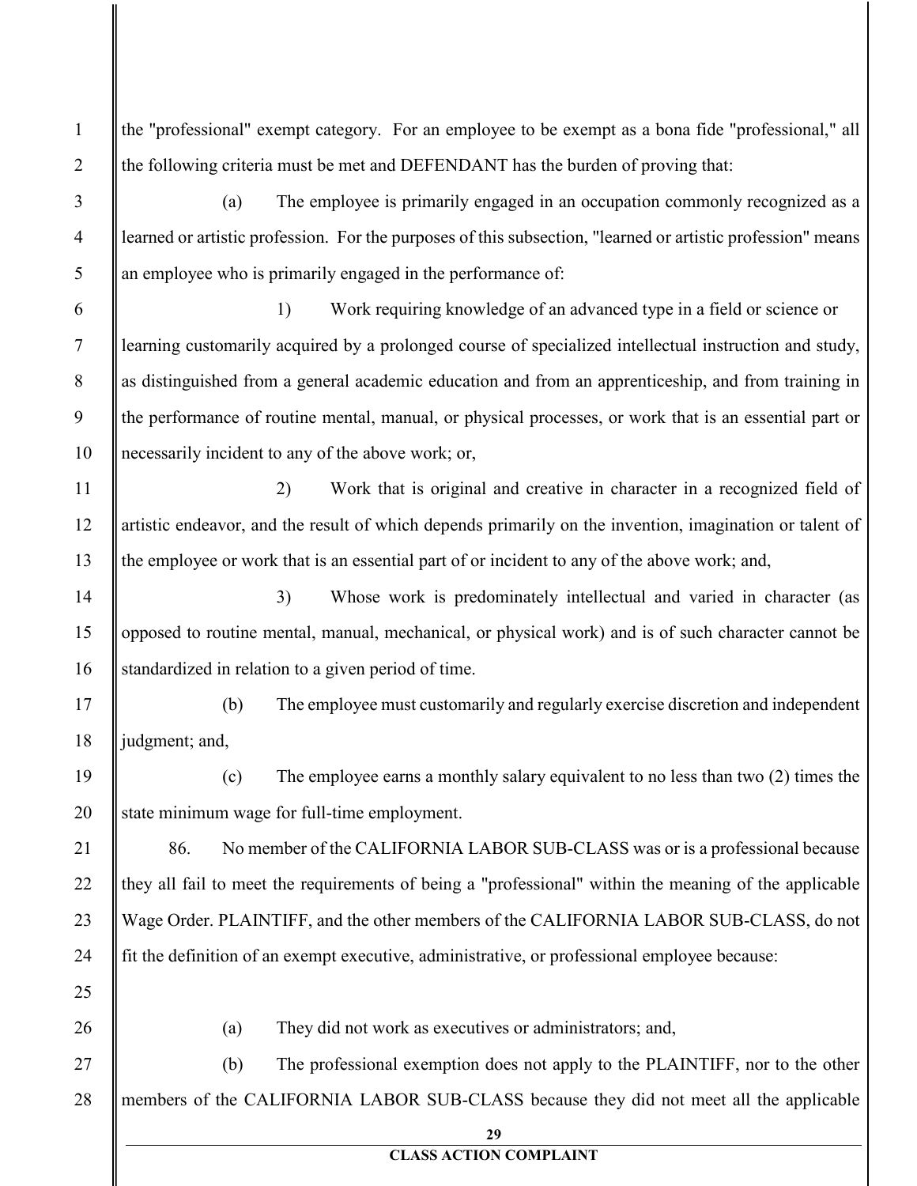the "professional" exempt category. For an employee to be exempt as a bona fide "professional," all the following criteria must be met and DEFENDANT has the burden of proving that:

(a) The employee is primarily engaged in an occupation commonly recognized as a learned or artistic profession. For the purposes of this subsection, "learned or artistic profession" means an employee who is primarily engaged in the performance of:

1) Work requiring knowledge of an advanced type in a field or science or learning customarily acquired by a prolonged course of specialized intellectual instruction and study, as distinguished from a general academic education and from an apprenticeship, and from training in the performance of routine mental, manual, or physical processes, or work that is an essential part or necessarily incident to any of the above work; or,

2) Work that is original and creative in character in a recognized field of artistic endeavor, and the result of which depends primarily on the invention, imagination or talent of the employee or work that is an essential part of or incident to any of the above work; and,

3) Whose work is predominately intellectual and varied in character (as opposed to routine mental, manual, mechanical, or physical work) and is of such character cannot be standardized in relation to a given period of time.

(b) The employee must customarily and regularly exercise discretion and independent judgment; and,

(c) The employee earns a monthly salary equivalent to no less than two (2) times the state minimum wage for full-time employment.

86. No member of the CALIFORNIA LABOR SUB-CLASS was or is a professional because they all fail to meet the requirements of being a "professional" within the meaning of the applicable Wage Order. PLAINTIFF, and the other members of the CALIFORNIA LABOR SUB-CLASS, do not fit the definition of an exempt executive, administrative, or professional employee because:

(a) They did not work as executives or administrators; and,

(b) The professional exemption does not apply to the PLAINTIFF, nor to the other members of the CALIFORNIA LABOR SUB-CLASS because they did not meet all the applicable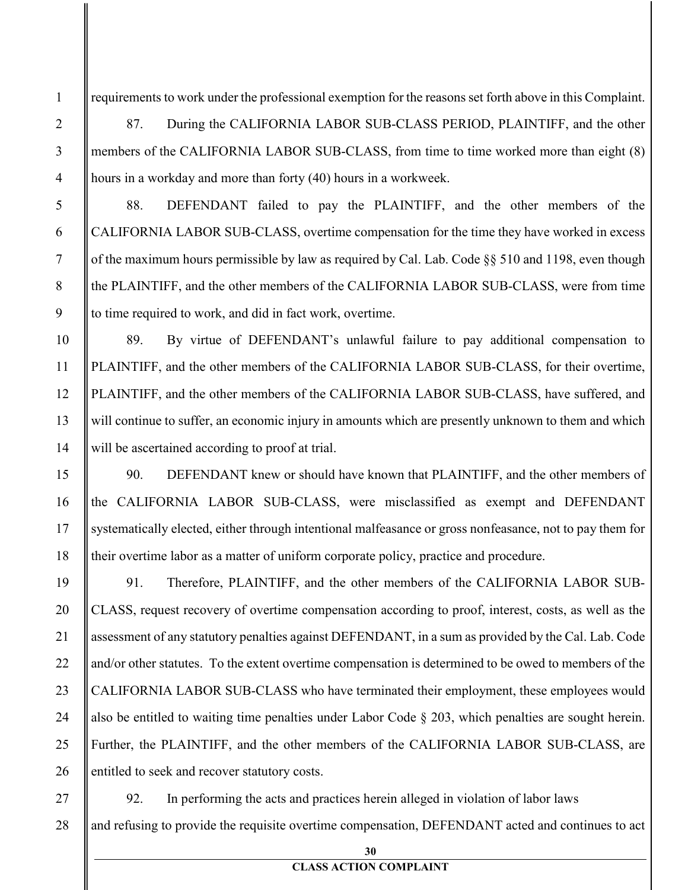requirements to work under the professional exemption for the reasons set forth above in this Complaint.

87. During the CALIFORNIA LABOR SUB-CLASS PERIOD, PLAINTIFF, and the other members of the CALIFORNIA LABOR SUB-CLASS, from time to time worked more than eight (8) hours in a workday and more than forty (40) hours in a workweek.

88. DEFENDANT failed to pay the PLAINTIFF, and the other members of the CALIFORNIA LABOR SUB-CLASS, overtime compensation for the time they have worked in excess of the maximum hours permissible by law as required by Cal. Lab. Code §§ 510 and 1198, even though the PLAINTIFF, and the other members of the CALIFORNIA LABOR SUB-CLASS, were from time to time required to work, and did in fact work, overtime.

89. By virtue of DEFENDANT's unlawful failure to pay additional compensation to PLAINTIFF, and the other members of the CALIFORNIA LABOR SUB-CLASS, for their overtime, PLAINTIFF, and the other members of the CALIFORNIA LABOR SUB-CLASS, have suffered, and will continue to suffer, an economic injury in amounts which are presently unknown to them and which will be ascertained according to proof at trial.

90. DEFENDANT knew or should have known that PLAINTIFF, and the other members of the CALIFORNIA LABOR SUB-CLASS, were misclassified as exempt and DEFENDANT systematically elected, either through intentional malfeasance or gross nonfeasance, not to pay them for their overtime labor as a matter of uniform corporate policy, practice and procedure.

91. Therefore, PLAINTIFF, and the other members of the CALIFORNIA LABOR SUB-CLASS, request recovery of overtime compensation according to proof, interest, costs, as well as the assessment of any statutory penalties against DEFENDANT, in a sum as provided by the Cal. Lab. Code and/or other statutes. To the extent overtime compensation is determined to be owed to members of the CALIFORNIA LABOR SUB-CLASS who have terminated their employment, these employees would also be entitled to waiting time penalties under Labor Code § 203, which penalties are sought herein. Further, the PLAINTIFF, and the other members of the CALIFORNIA LABOR SUB-CLASS, are entitled to seek and recover statutory costs.

92. In performing the acts and practices herein alleged in violation of labor laws and refusing to provide the requisite overtime compensation, DEFENDANT acted and continues to act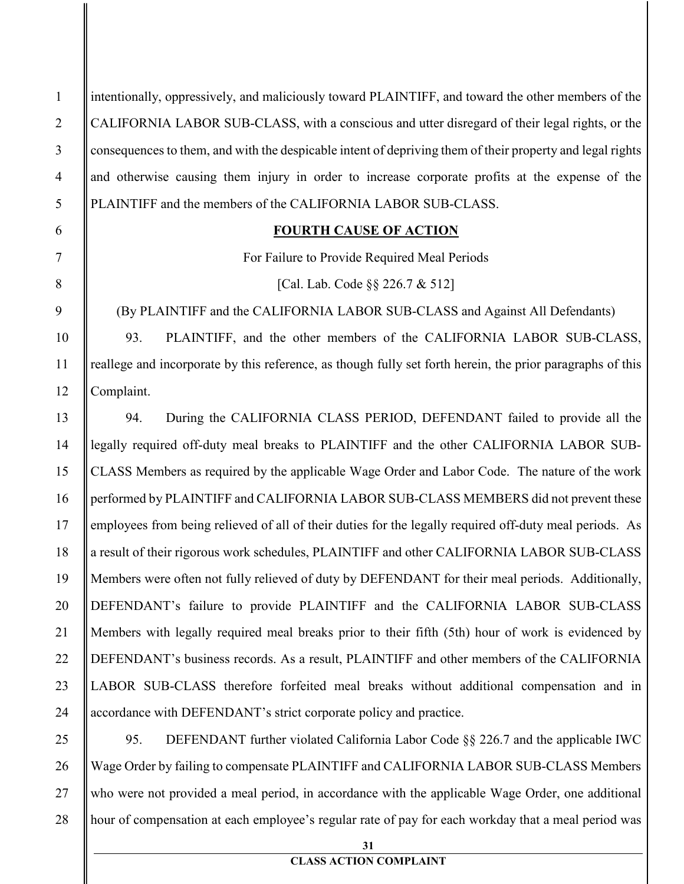intentionally, oppressively, and maliciously toward PLAINTIFF, and toward the other members of the CALIFORNIA LABOR SUB-CLASS, with a conscious and utter disregard of their legal rights, or the consequences to them, and with the despicable intent of depriving them of their property and legal rights and otherwise causing them injury in order to increase corporate profits at the expense of the PLAINTIFF and the members of the CALIFORNIA LABOR SUB-CLASS.

## FOURTH CAUSE OF ACTION

For Failure to Provide Required Meal Periods

[Cal. Lab. Code §§ 226.7 & 512]

(By PLAINTIFF and the CALIFORNIA LABOR SUB-CLASS and Against All Defendants)

93. PLAINTIFF, and the other members of the CALIFORNIA LABOR SUB-CLASS, reallege and incorporate by this reference, as though fully set forth herein, the prior paragraphs of this Complaint.

94. During the CALIFORNIA CLASS PERIOD, DEFENDANT failed to provide all the legally required off-duty meal breaks to PLAINTIFF and the other CALIFORNIA LABOR SUB-CLASS Members as required by the applicable Wage Order and Labor Code. The nature of the work performed by PLAINTIFF and CALIFORNIA LABOR SUB-CLASS MEMBERS did not prevent these employees from being relieved of all of their duties for the legally required off-duty meal periods. As a result of their rigorous work schedules, PLAINTIFF and other CALIFORNIA LABOR SUB-CLASS Members were often not fully relieved of duty by DEFENDANT for their meal periods. Additionally, DEFENDANT's failure to provide PLAINTIFF and the CALIFORNIA LABOR SUB-CLASS Members with legally required meal breaks prior to their fifth (5th) hour of work is evidenced by DEFENDANT's business records. As a result, PLAINTIFF and other members of the CALIFORNIA LABOR SUB-CLASS therefore forfeited meal breaks without additional compensation and in accordance with DEFENDANT's strict corporate policy and practice.

95. DEFENDANT further violated California Labor Code §§ 226.7 and the applicable IWC Wage Order by failing to compensate PLAINTIFF and CALIFORNIA LABOR SUB-CLASS Members who were not provided a meal period, in accordance with the applicable Wage Order, one additional hour of compensation at each employee's regular rate of pay for each workday that a meal period was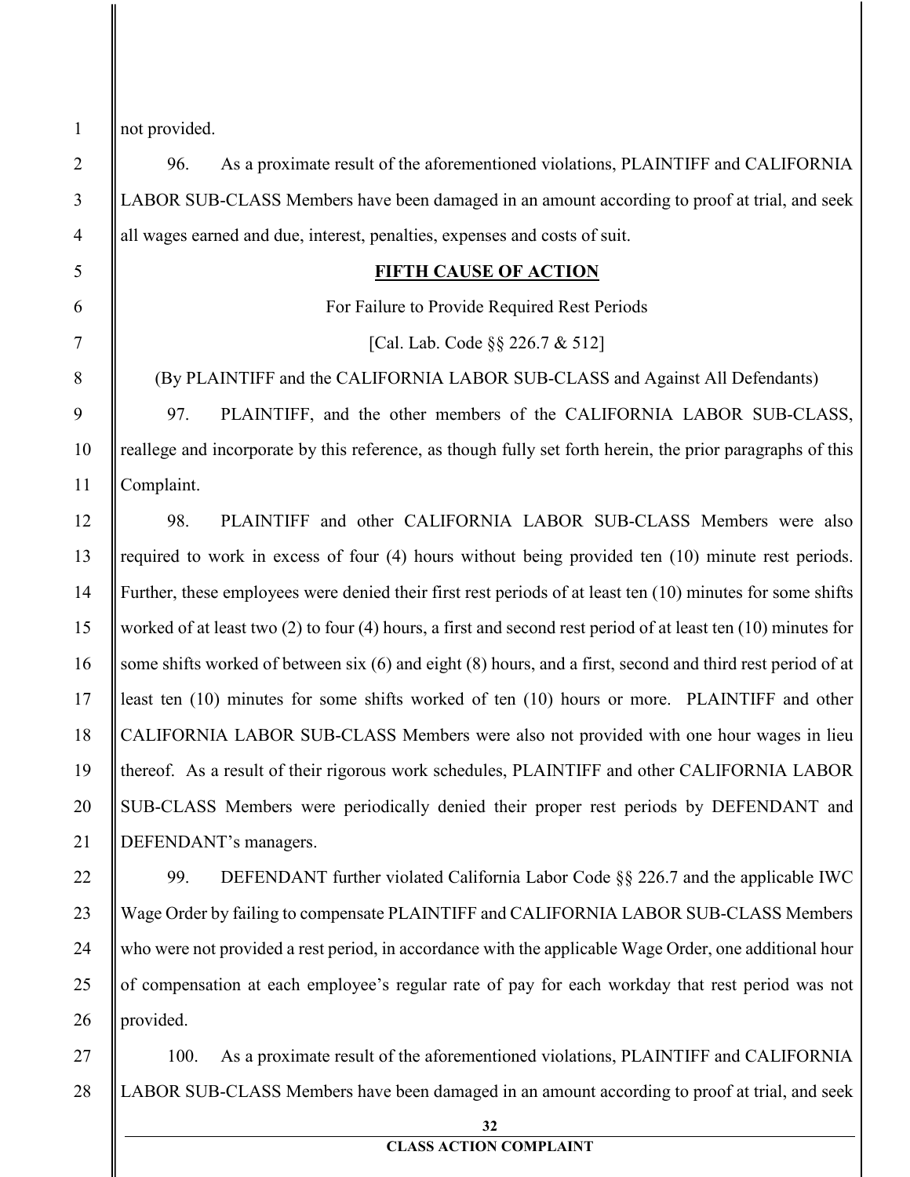not provided.

96. As a proximate result of the aforementioned violations, PLAINTIFF and CALIFORNIA LABOR SUB-CLASS Members have been damaged in an amount according to proof at trial, and seek all wages earned and due, interest, penalties, expenses and costs of suit.

## **FIFTH CAUSE OF ACTION**

For Failure to Provide Required Rest Periods

[Cal. Lab. Code §§ 226.7 & 512]

(By PLAINTIFF and the CALIFORNIA LABOR SUB-CLASS and Against All Defendants)

97. PLAINTIFF, and the other members of the CALIFORNIA LABOR SUB-CLASS, reallege and incorporate by this reference, as though fully set forth herein, the prior paragraphs of this Complaint.

98. PLAINTIFF and other CALIFORNIA LABOR SUB-CLASS Members were also required to work in excess of four (4) hours without being provided ten (10) minute rest periods. Further, these employees were denied their first rest periods of at least ten (10) minutes for some shifts worked of at least two (2) to four (4) hours, a first and second rest period of at least ten (10) minutes for some shifts worked of between six (6) and eight (8) hours, and a first, second and third rest period of at least ten (10) minutes for some shifts worked of ten (10) hours or more. PLAINTIFF and other CALIFORNIA LABOR SUB-CLASS Members were also not provided with one hour wages in lieu thereof. As a result of their rigorous work schedules, PLAINTIFF and other CALIFORNIA LABOR SUB-CLASS Members were periodically denied their proper rest periods by DEFENDANT and DEFENDANT's managers.

99. DEFENDANT further violated California Labor Code §§ 226.7 and the applicable IWC Wage Order by failing to compensate PLAINTIFF and CALIFORNIA LABOR SUB-CLASS Members who were not provided a rest period, in accordance with the applicable Wage Order, one additional hour of compensation at each employee's regular rate of pay for each workday that rest period was not provided.

100. As a proximate result of the aforementioned violations, PLAINTIFF and CALIFORNIA LABOR SUB-CLASS Members have been damaged in an amount according to proof at trial, and seek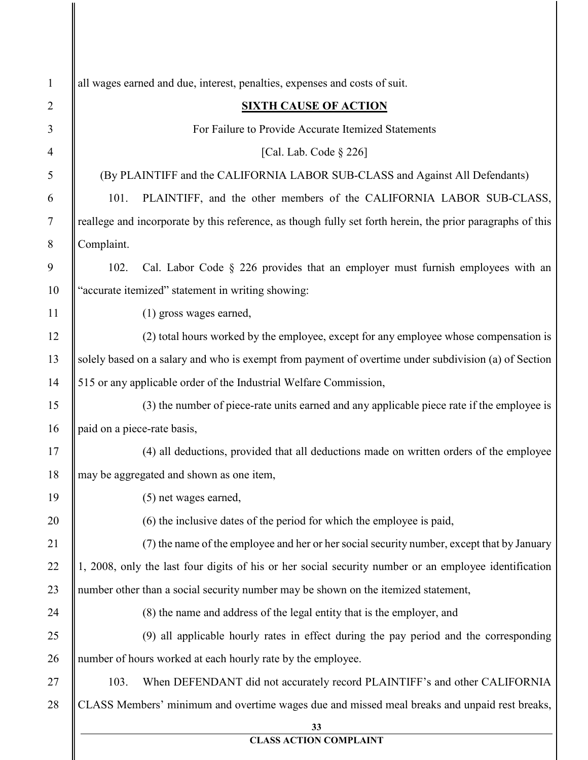all wages earned and due, interest, penalties, expenses and costs of suit.

## SIXTH CAUSE OF ACTION

For Failure to Provide Accurate Itemized Statements

[Cal. Lab. Code § 226]

(By PLAINTIFF and the CALIFORNIA LABOR SUB-CLASS and Against All Defendants)

101. PLAINTIFF, and the other members of the CALIFORNIA LABOR SUB-CLASS, reallege and incorporate by this reference, as though fully set forth herein, the prior paragraphs of this Complaint.

102. Cal. Labor Code § 226 provides that an employer must furnish employees with an "accurate itemized" statement in writing showing:

(1) gross wages earned,

(2) total hours worked by the employee, except for any employee whose compensation is solely based on a salary and who is exempt from payment of overtime under subdivision (a) of Section 515 or any applicable order of the Industrial Welfare Commission,

(3) the number of piece-rate units earned and any applicable piece rate if the employee is paid on a piece-rate basis,

(4) all deductions, provided that all deductions made on written orders of the employee may be aggregated and shown as one item,

(5) net wages earned,

(6) the inclusive dates of the period for which the employee is paid,

(7) the name of the employee and her or her social security number, except that by January 1, 2008, only the last four digits of his or her social security number or an employee identification number other than a social security number may be shown on the itemized statement,

(8) the name and address of the legal entity that is the employer, and

(9) all applicable hourly rates in effect during the pay period and the corresponding number of hours worked at each hourly rate by the employee.

103. When DEFENDANT did not accurately record PLAINTIFF's and other CALIFORNIA CLASS Members' minimum and overtime wages due and missed meal breaks and unpaid rest breaks,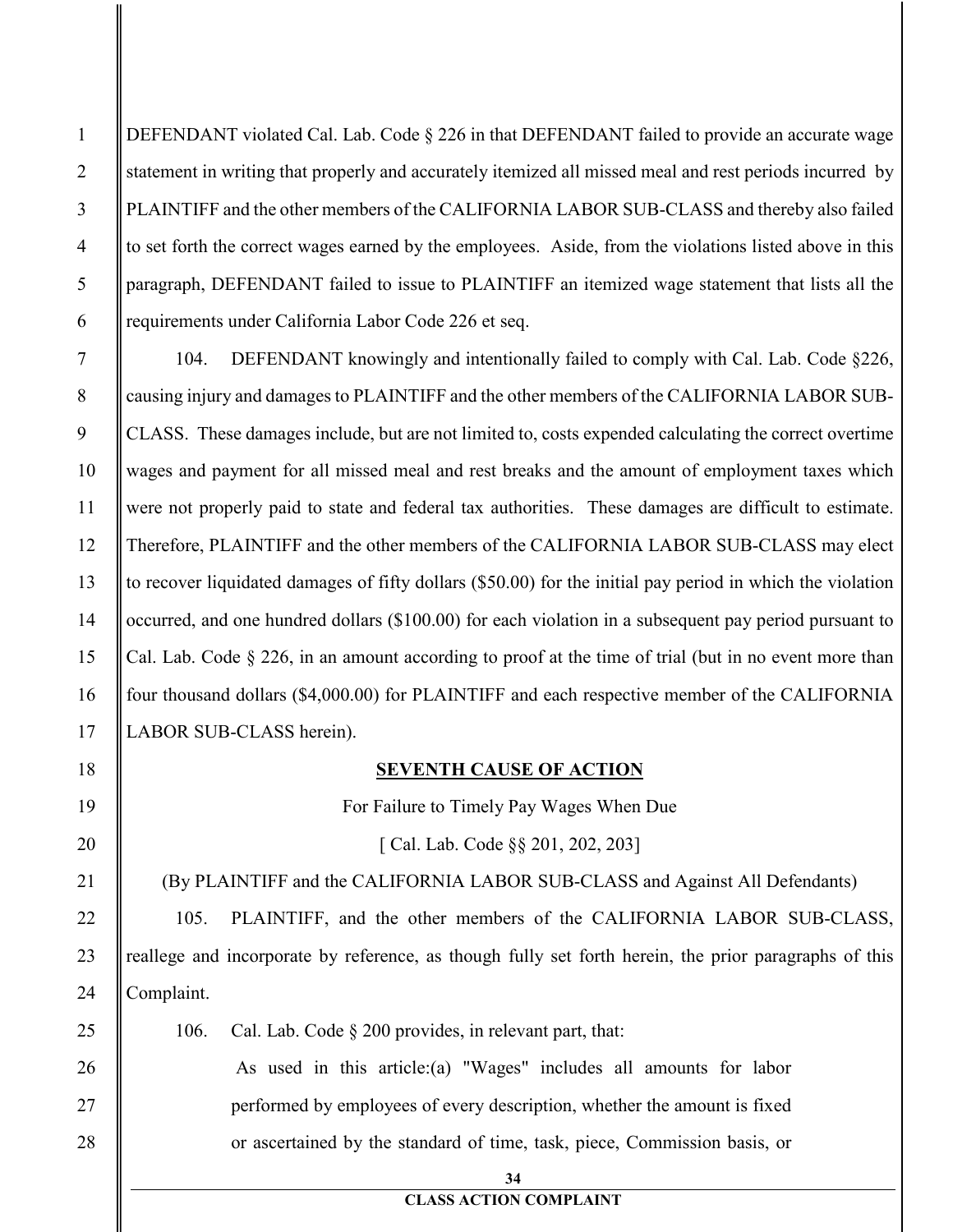DEFENDANT violated Cal. Lab. Code § 226 in that DEFENDANT failed to provide an accurate wage statement in writing that properly and accurately itemized all missed meal and rest periods incurred by PLAINTIFF and the other members of the CALIFORNIA LABOR SUB-CLASS and thereby also failed to set forth the correct wages earned by the employees. Aside, from the violations listed above in this paragraph, DEFENDANT failed to issue to PLAINTIFF an itemized wage statement that lists all the requirements under California Labor Code 226 et seq.

104. DEFENDANT knowingly and intentionally failed to comply with Cal. Lab. Code §226, causing injury and damages to PLAINTIFF and the other members of the CALIFORNIA LABOR SUB-CLASS. These damages include, but are not limited to, costs expended calculating the correct overtime wages and payment for all missed meal and rest breaks and the amount of employment taxes which were not properly paid to state and federal tax authorities. These damages are difficult to estimate. Therefore, PLAINTIFF and the other members of the CALIFORNIA LABOR SUB-CLASS may elect to recover liquidated damages of fifty dollars ($50.00) for the initial pay period in which the violation occurred, and one hundred dollars ($100.00) for each violation in a subsequent pay period pursuant to Cal. Lab. Code § 226, in an amount according to proof at the time of trial (but in no event more than four thousand dollars ($4,000.00) for PLAINTIFF and each respective member of the CALIFORNIA LABOR SUB-CLASS herein).

## SEVENTH CAUSE OF ACTION

For Failure to Timely Pay Wages When Due

[ Cal. Lab. Code §§ 201, 202, 203]

(By PLAINTIFF and the CALIFORNIA LABOR SUB-CLASS and Against All Defendants)

105. PLAINTIFF, and the other members of the CALIFORNIA LABOR SUB-CLASS, reallege and incorporate by reference, as though fully set forth herein, the prior paragraphs of this Complaint.

106. Cal. Lab. Code § 200 provides, in relevant part, that:

> As used in this article:(a) "Wages" includes all amounts for labor performed by employees of every description, whether the amount is fixed or ascertained by the standard of time, task, piece, Commission basis, or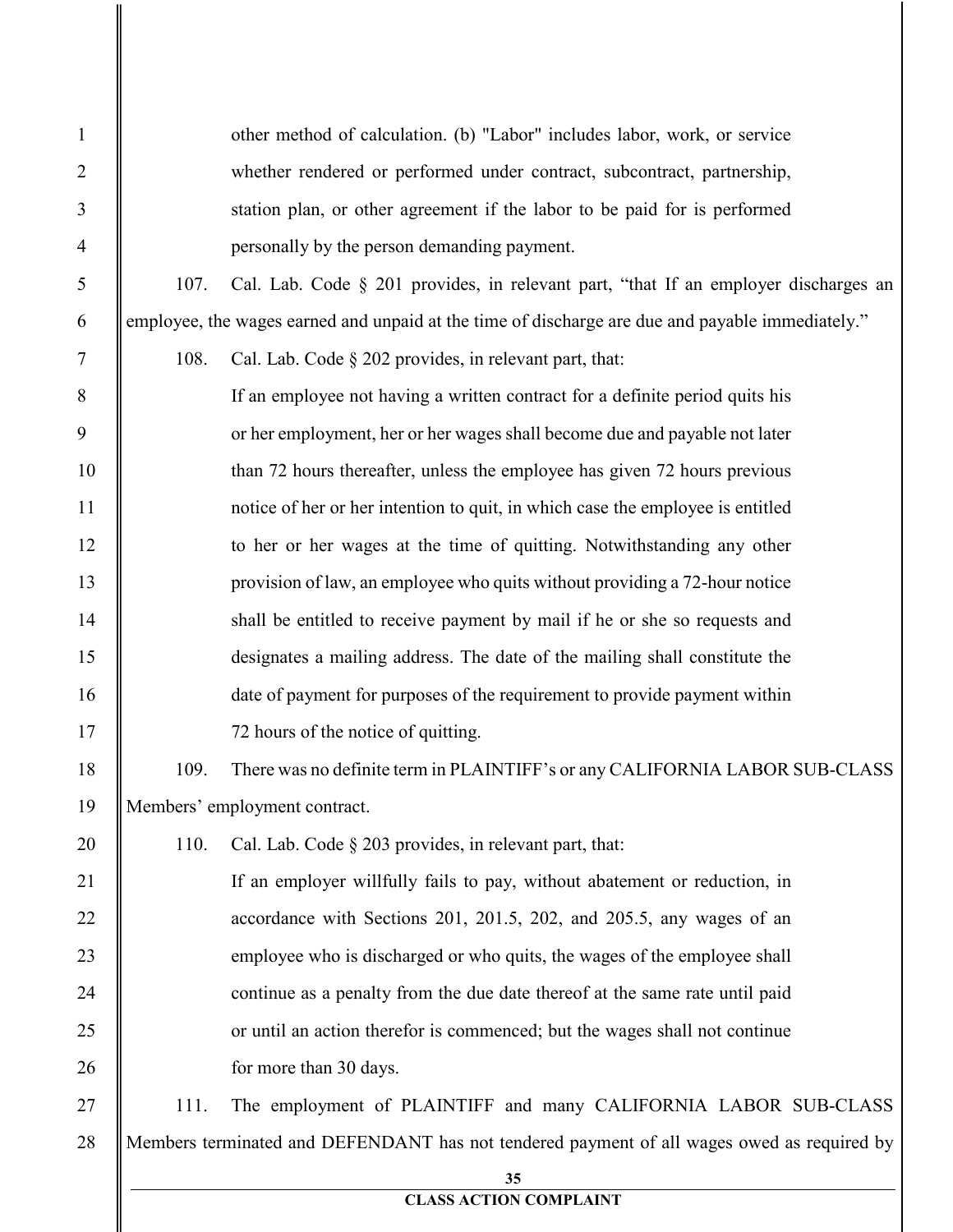other method of calculation. (b) "Labor" includes labor, work, or service whether rendered or performed under contract, subcontract, partnership, station plan, or other agreement if the labor to be paid for is performed personally by the person demanding payment.

107. Cal. Lab. Code § 201 provides, in relevant part, "that If an employer discharges an employee, the wages earned and unpaid at the time of discharge are due and payable immediately."

108. Cal. Lab. Code § 202 provides, in relevant part, that:

> If an employee not having a written contract for a definite period quits his or her employment, her or her wages shall become due and payable not later than 72 hours thereafter, unless the employee has given 72 hours previous notice of her or her intention to quit, in which case the employee is entitled to her or her wages at the time of quitting. Notwithstanding any other provision of law, an employee who quits without providing a 72-hour notice shall be entitled to receive payment by mail if he or she so requests and designates a mailing address. The date of the mailing shall constitute the date of payment for purposes of the requirement to provide payment within 72 hours of the notice of quitting.

109. There was no definite term in PLAINTIFF's or any CALIFORNIA LABOR SUB-CLASS Members' employment contract.

110. Cal. Lab. Code § 203 provides, in relevant part, that:

> If an employer willfully fails to pay, without abatement or reduction, in accordance with Sections 201, 201.5, 202, and 205.5, any wages of an employee who is discharged or who quits, the wages of the employee shall continue as a penalty from the due date thereof at the same rate until paid or until an action therefor is commenced; but the wages shall not continue for more than 30 days.

111. The employment of PLAINTIFF and many CALIFORNIA LABOR SUB-CLASS Members terminated and DEFENDANT has not tendered payment of all wages owed as required by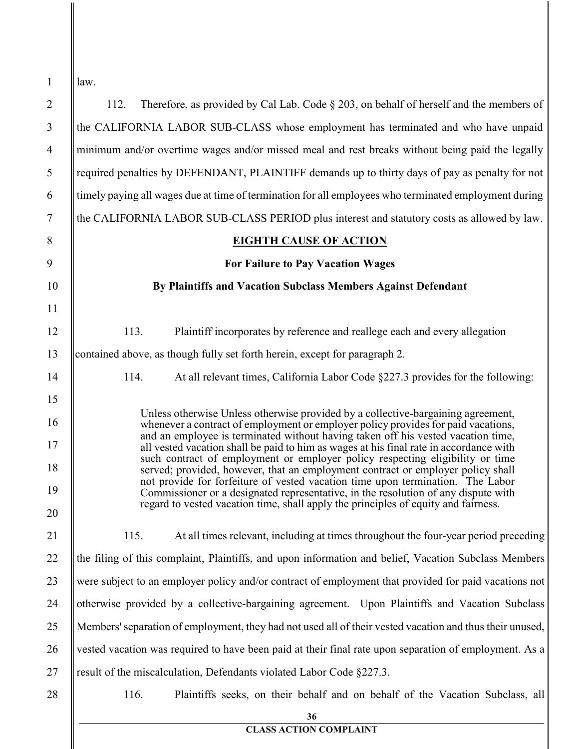law.

112. Therefore, as provided by Cal Lab. Code § 203, on behalf of herself and the members of the CALIFORNIA LABOR SUB-CLASS whose employment has terminated and who have unpaid minimum and/or overtime wages and/or missed meal and rest breaks without being paid the legally required penalties by DEFENDANT, PLAINTIFF demands up to thirty days of pay as penalty for not timely paying all wages due at time of termination for all employees who terminated employment during the CALIFORNIA LABOR SUB-CLASS PERIOD plus interest and statutory costs as allowed by law.

**EIGHTH CAUSE OF ACTION**

**For Failure to Pay Vacation Wages**

**By Plaintiffs and Vacation Subclass Members Against Defendant**

113. Plaintiff incorporates by reference and reallege each and every allegation contained above, as though fully set forth herein, except for paragraph 2.

114. At all relevant times, California Labor Code §227.3 provides for the following:

> Unless otherwise Unless otherwise provided by a collective-bargaining agreement, whenever a contract of employment or employer policy provides for paid vacations, and an employee is terminated without having taken off his vested vacation time, all vested vacation shall be paid to him as wages at his final rate in accordance with such contract of employment or employer policy respecting eligibility or time served; provided, however, that an employment contract or employer policy shall not provide for forfeiture of vested vacation time upon termination. The Labor Commissioner or a designated representative, in the resolution of any dispute with regard to vested vacation time, shall apply the principles of equity and fairness.

115. At all times relevant, including at times throughout the four-year period preceding the filing of this complaint, Plaintiffs, and upon information and belief, Vacation Subclass Members were subject to an employer policy and/or contract of employment that provided for paid vacations not otherwise provided by a collective-bargaining agreement. Upon Plaintiffs and Vacation Subclass Members' separation of employment, they had not used all of their vested vacation and thus their unused, vested vacation was required to have been paid at their final rate upon separation of employment. As a result of the miscalculation, Defendants violated Labor Code §227.3.

116. Plaintiffs seeks, on their behalf and on behalf of the Vacation Subclass, all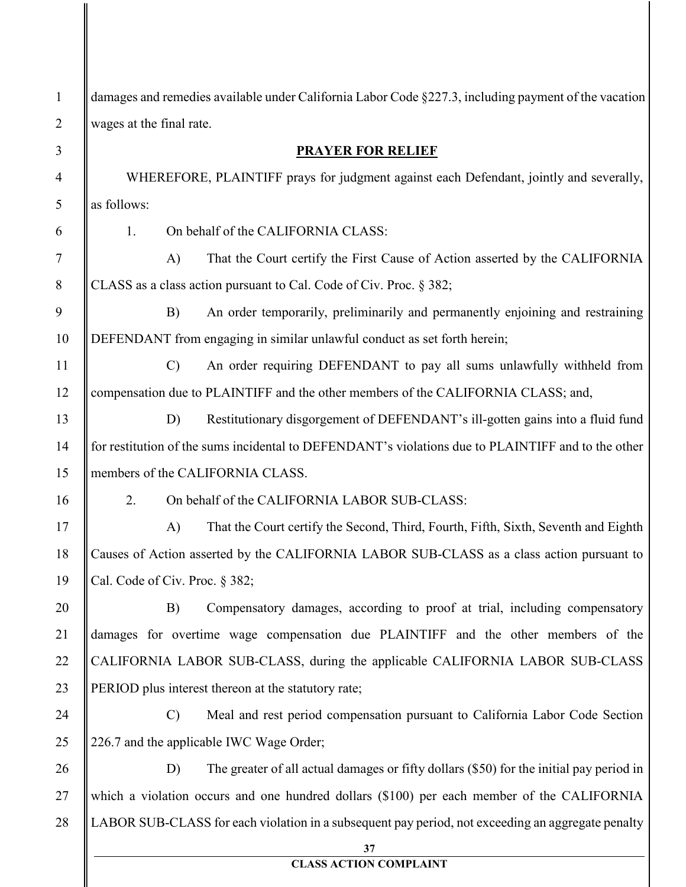damages and remedies available under California Labor Code §227.3, including payment of the vacation wages at the final rate.

## PRAYER FOR RELIEF

WHEREFORE, PLAINTIFF prays for judgment against each Defendant, jointly and severally, as follows:

1. On behalf of the CALIFORNIA CLASS:

A) That the Court certify the First Cause of Action asserted by the CALIFORNIA CLASS as a class action pursuant to Cal. Code of Civ. Proc. § 382;

B) An order temporarily, preliminarily and permanently enjoining and restraining DEFENDANT from engaging in similar unlawful conduct as set forth herein;

C) An order requiring DEFENDANT to pay all sums unlawfully withheld from compensation due to PLAINTIFF and the other members of the CALIFORNIA CLASS; and,

D) Restitutionary disgorgement of DEFENDANT's ill-gotten gains into a fluid fund for restitution of the sums incidental to DEFENDANT's violations due to PLAINTIFF and to the other members of the CALIFORNIA CLASS.

2. On behalf of the CALIFORNIA LABOR SUB-CLASS:

A) That the Court certify the Second, Third, Fourth, Fifth, Sixth, Seventh and Eighth Causes of Action asserted by the CALIFORNIA LABOR SUB-CLASS as a class action pursuant to Cal. Code of Civ. Proc. § 382;

B) Compensatory damages, according to proof at trial, including compensatory damages for overtime wage compensation due PLAINTIFF and the other members of the CALIFORNIA LABOR SUB-CLASS, during the applicable CALIFORNIA LABOR SUB-CLASS PERIOD plus interest thereon at the statutory rate;

C) Meal and rest period compensation pursuant to California Labor Code Section 226.7 and the applicable IWC Wage Order;

D) The greater of all actual damages or fifty dollars ($50) for the initial pay period in which a violation occurs and one hundred dollars ($100) per each member of the CALIFORNIA LABOR SUB-CLASS for each violation in a subsequent pay period, not exceeding an aggregate penalty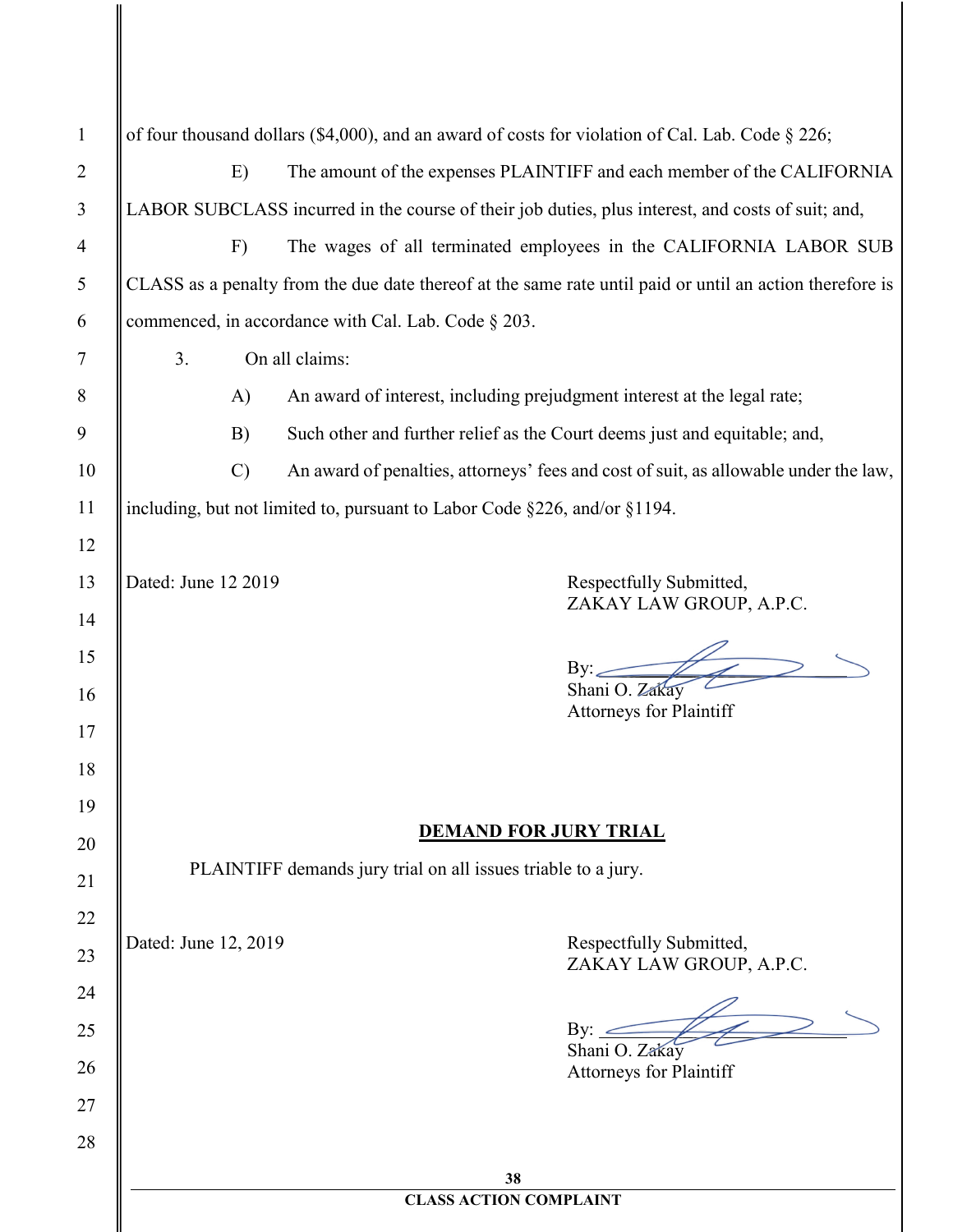of four thousand dollars ($4,000), and an award of costs for violation of Cal. Lab. Code § 226;

E) The amount of the expenses PLAINTIFF and each member of the CALIFORNIA LABOR SUBCLASS incurred in the course of their job duties, plus interest, and costs of suit; and,

F) The wages of all terminated employees in the CALIFORNIA LABOR SUB CLASS as a penalty from the due date thereof at the same rate until paid or until an action therefore is commenced, in accordance with Cal. Lab. Code § 203.

3. On all claims:

A) An award of interest, including prejudgment interest at the legal rate;

B) Such other and further relief as the Court deems just and equitable; and,

C) An award of penalties, attorneys' fees and cost of suit, as allowable under the law, including, but not limited to, pursuant to Labor Code §226, and/or §1194.

Dated: June 12 2019

Respectfully Submitted,
ZAKAY LAW GROUP, A.P.C.

By: ______________________
Shani O. Zakay
Attorneys for Plaintiff

## DEMAND FOR JURY TRIAL

PLAINTIFF demands jury trial on all issues triable to a jury.

Dated: June 12, 2019

Respectfully Submitted,
ZAKAY LAW GROUP, A.P.C.

By: ______________________
Shani O. Zakay
Attorneys for Plaintiff